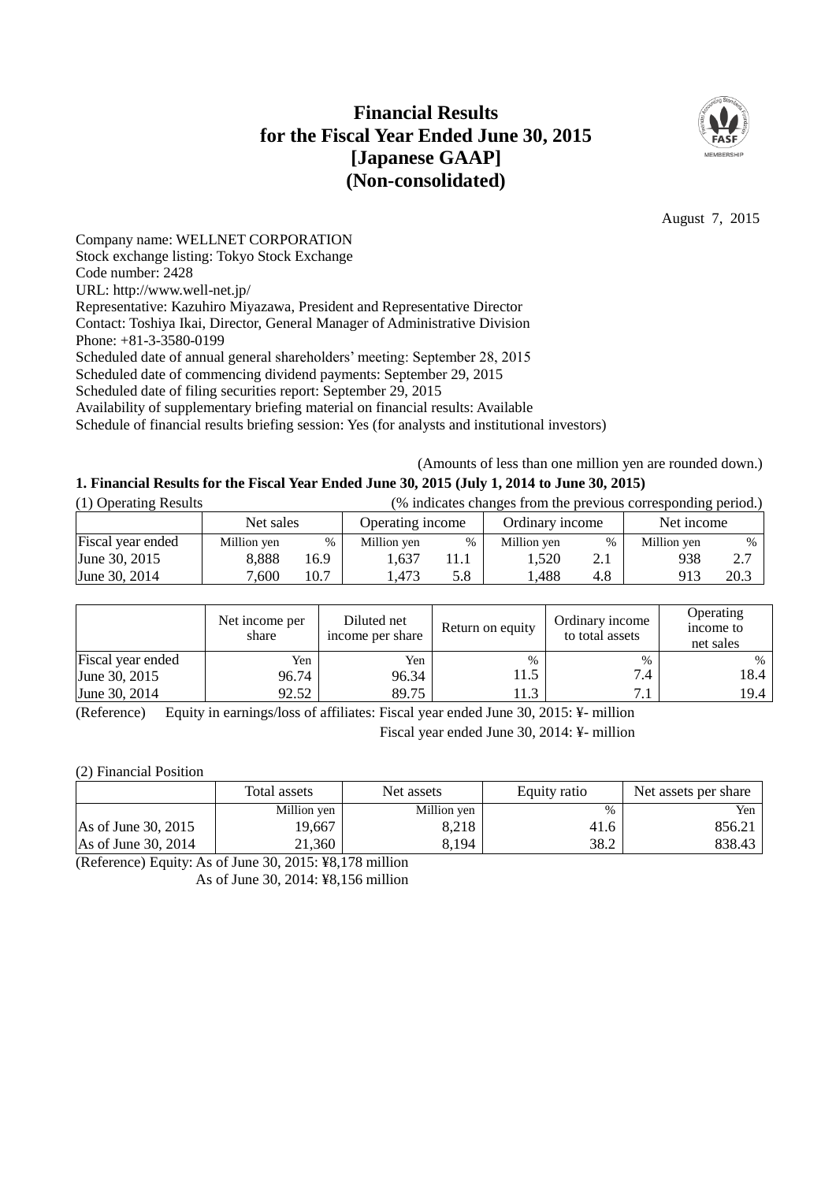# Financial Results for the Fiscal Year Ended June 30, 2015 [Japanese GAAP] (Non-consolidated)

August 7, 2015

Company name: WELLNET CORPORATION
Stock exchange listing: Tokyo Stock Exchange
Code number: 2428
URL: http://www.well-net.jp/
Representative: Kazuhiro Miyazawa, President and Representative Director
Contact: Toshiya Ikai, Director, General Manager of Administrative Division
Phone: +81-3-3580-0199
Scheduled date of annual general shareholders' meeting: September 28, 2015
Scheduled date of commencing dividend payments: September 29, 2015
Scheduled date of filing securities report: September 29, 2015
Availability of supplementary briefing material on financial results: Available
Schedule of financial results briefing session: Yes (for analysts and institutional investors)

(Amounts of less than one million yen are rounded down.)

## 1. Financial Results for the Fiscal Year Ended June 30, 2015 (July 1, 2014 to June 30, 2015)

(1) Operating Results (% indicates changes from the previous corresponding period.)

| | Net sales | | Operating income | | Ordinary income | | Net income | |
|---|---|---|---|---|---|---|---|---|
| Fiscal year ended | Million yen | % | Million yen | % | Million yen | % | Million yen | % |
| June 30, 2015 | 8,888 | 16.9 | 1,637 | 11.1 | 1,520 | 2.1 | 938 | 2.7 |
| June 30, 2014 | 7,600 | 10.7 | 1,473 | 5.8 | 1,488 | 4.8 | 913 | 20.3 |

| | Net income per share | Diluted net income per share | Return on equity | Ordinary income to total assets | Operating income to net sales |
|---|---|---|---|---|---|
| Fiscal year ended | Yen | Yen | % | % | % |
| June 30, 2015 | 96.74 | 96.34 | 11.5 | 7.4 | 18.4 |
| June 30, 2014 | 92.52 | 89.75 | 11.3 | 7.1 | 19.4 |

(Reference) Equity in earnings/loss of affiliates: Fiscal year ended June 30, 2015: ¥- million
Fiscal year ended June 30, 2014: ¥- million

(2) Financial Position

| | Total assets | Net assets | Equity ratio | Net assets per share |
|---|---|---|---|---|
| | Million yen | Million yen | % | Yen |
| As of June 30, 2015 | 19,667 | 8,218 | 41.6 | 856.21 |
| As of June 30, 2014 | 21,360 | 8,194 | 38.2 | 838.43 |

(Reference) Equity: As of June 30, 2015: ¥8,178 million
As of June 30, 2014: ¥8,156 million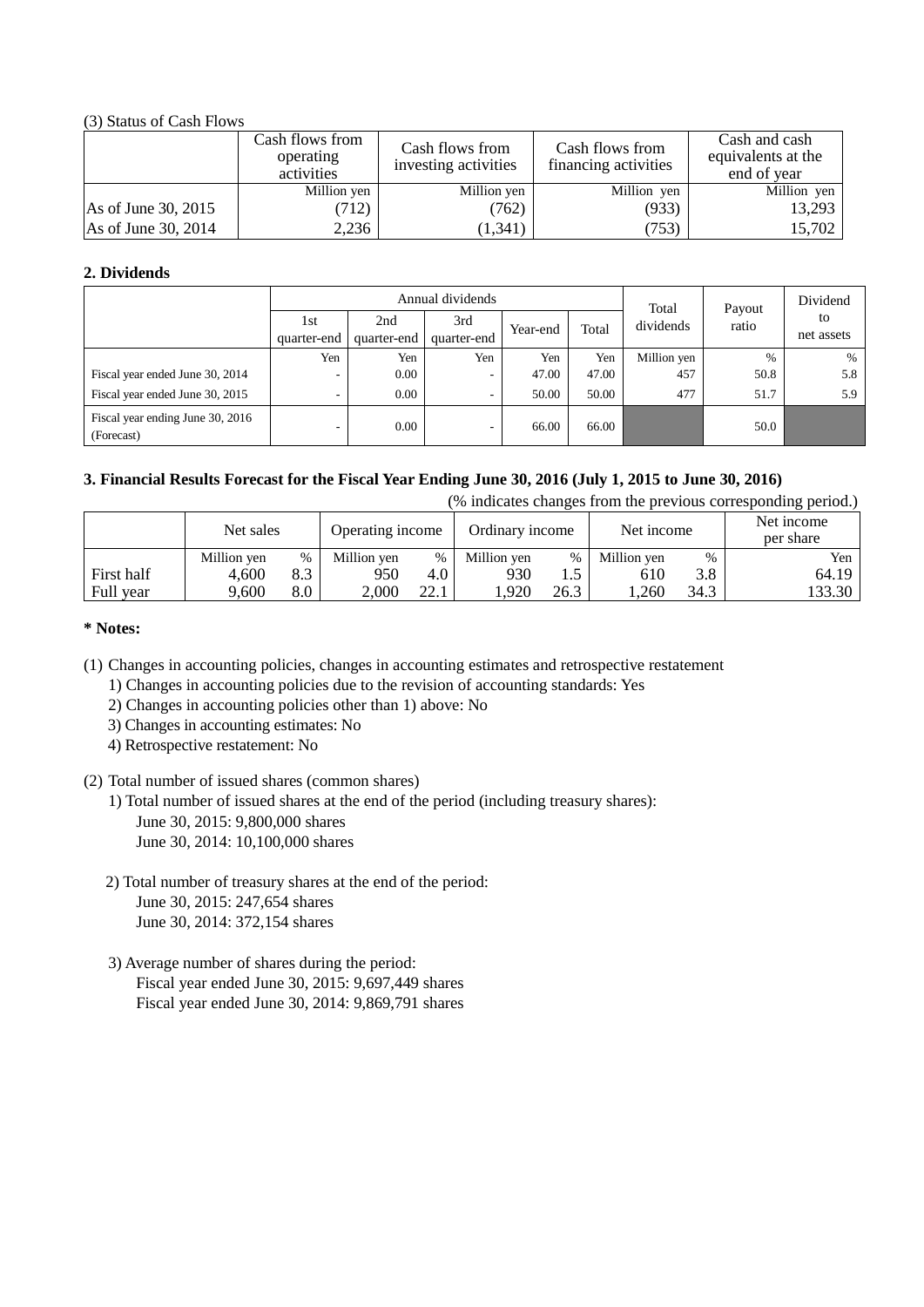(3) Status of Cash Flows

| | Cash flows from operating activities | Cash flows from investing activities | Cash flows from financing activities | Cash and cash equivalents at the end of year |
|---|---|---|---|---|
| | Million yen | Million yen | Million yen | Million yen |
| As of June 30, 2015 | (712) | (762) | (933) | 13,293 |
| As of June 30, 2014 | 2,236 | (1,341) | (753) | 15,702 |

**2. Dividends**

| | Annual dividends | | | | | Total dividends | Payout ratio | Dividend to net assets |
|---|---|---|---|---|---|---|---|---|
| | 1st quarter-end | 2nd quarter-end | 3rd quarter-end | Year-end | Total | | | |
| | Yen | Yen | Yen | Yen | Yen | Million yen | % | % |
| Fiscal year ended June 30, 2014 | - | 0.00 | - | 47.00 | 47.00 | 457 | 50.8 | 5.8 |
| Fiscal year ended June 30, 2015 | - | 0.00 | - | 50.00 | 50.00 | 477 | 51.7 | 5.9 |
| Fiscal year ending June 30, 2016 (Forecast) | - | 0.00 | - | 66.00 | 66.00 | | 50.0 | |

**3. Financial Results Forecast for the Fiscal Year Ending June 30, 2016 (July 1, 2015 to June 30, 2016)**

(% indicates changes from the previous corresponding period.)

| | Net sales | | Operating income | | Ordinary income | | Net income | | Net income per share |
|---|---|---|---|---|---|---|---|---|---|
| | Million yen | % | Million yen | % | Million yen | % | Million yen | % | Yen |
| First half | 4,600 | 8.3 | 950 | 4.0 | 930 | 1.5 | 610 | 3.8 | 64.19 |
| Full year | 9,600 | 8.0 | 2,000 | 22.1 | 1,920 | 26.3 | 1,260 | 34.3 | 133.30 |

**\* Notes:**

(1) Changes in accounting policies, changes in accounting estimates and retrospective restatement
 1) Changes in accounting policies due to the revision of accounting standards: Yes
 2) Changes in accounting policies other than 1) above: No
 3) Changes in accounting estimates: No
 4) Retrospective restatement: No

(2) Total number of issued shares (common shares)
 1) Total number of issued shares at the end of the period (including treasury shares):
  June 30, 2015: 9,800,000 shares
  June 30, 2014: 10,100,000 shares

 2) Total number of treasury shares at the end of the period:
  June 30, 2015: 247,654 shares
  June 30, 2014: 372,154 shares

 3) Average number of shares during the period:
  Fiscal year ended June 30, 2015: 9,697,449 shares
  Fiscal year ended June 30, 2014: 9,869,791 shares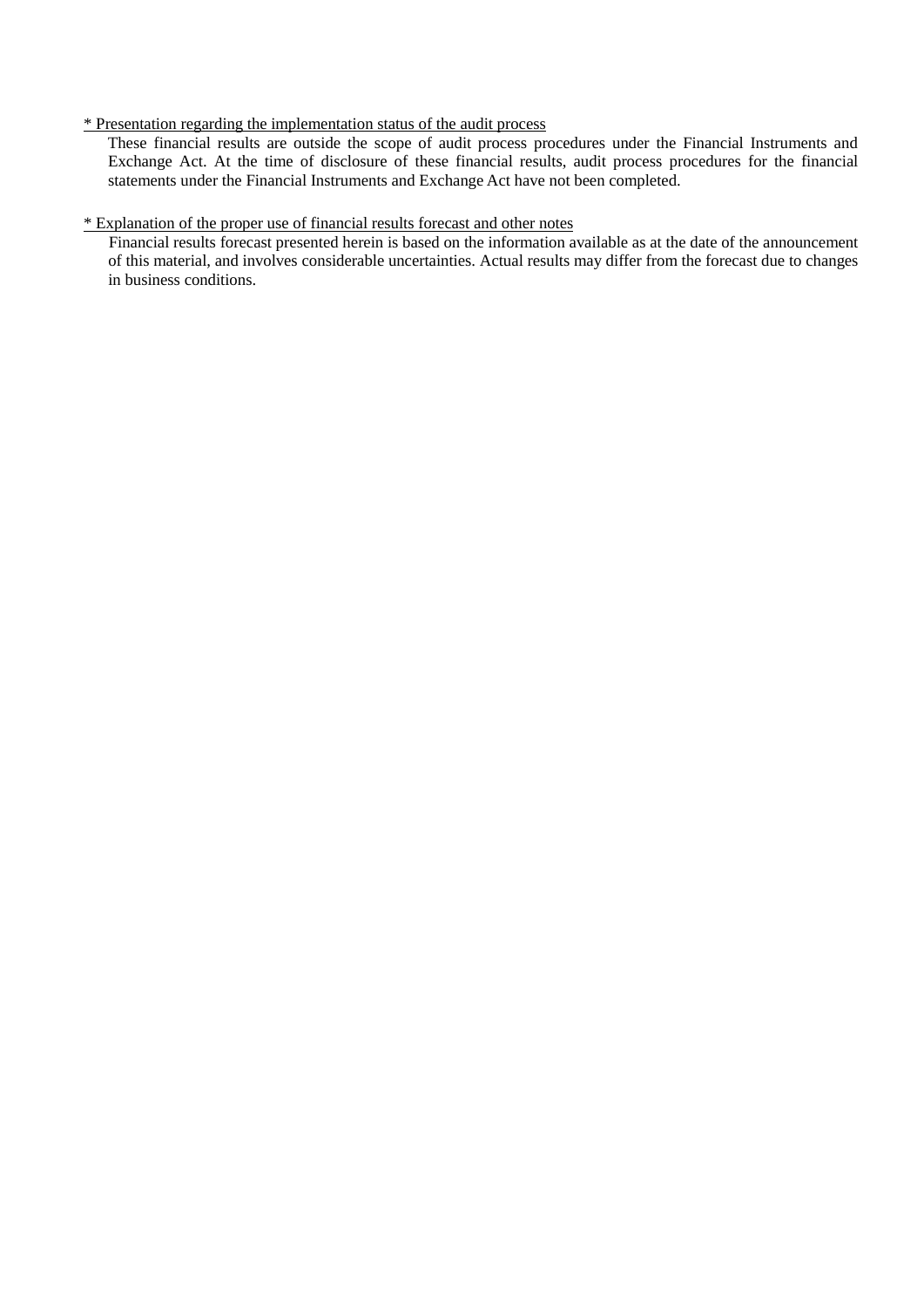<u>* Presentation regarding the implementation status of the audit process</u>

These financial results are outside the scope of audit process procedures under the Financial Instruments and Exchange Act. At the time of disclosure of these financial results, audit process procedures for the financial statements under the Financial Instruments and Exchange Act have not been completed.

<u>* Explanation of the proper use of financial results forecast and other notes</u>

Financial results forecast presented herein is based on the information available as at the date of the announcement of this material, and involves considerable uncertainties. Actual results may differ from the forecast due to changes in business conditions.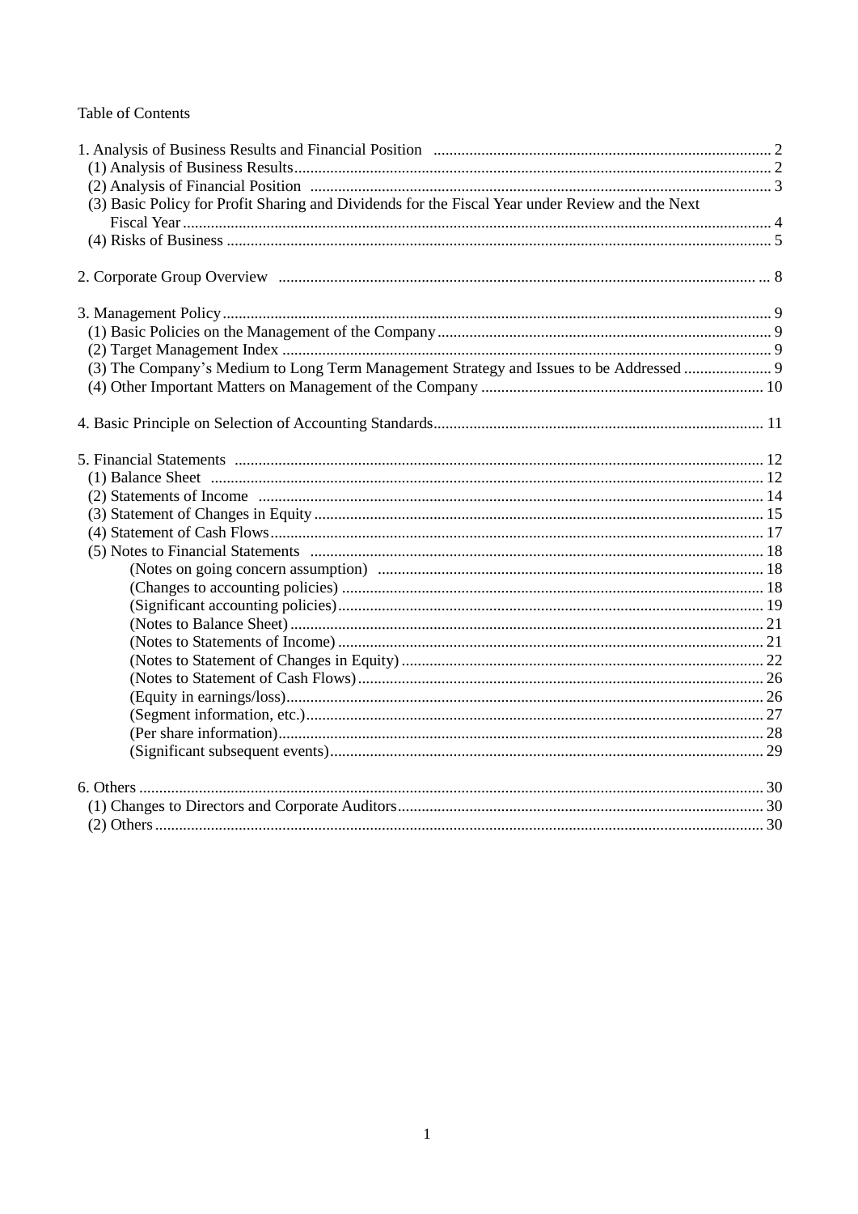Table of Contents

| | |
|---|---|
| 1. Analysis of Business Results and Financial Position | 2 |
| (1) Analysis of Business Results | 2 |
| (2) Analysis of Financial Position | 3 |
| (3) Basic Policy for Profit Sharing and Dividends for the Fiscal Year under Review and the Next Fiscal Year | 4 |
| (4) Risks of Business | 5 |
| 2. Corporate Group Overview | 8 |
| 3. Management Policy | 9 |
| (1) Basic Policies on the Management of the Company | 9 |
| (2) Target Management Index | 9 |
| (3) The Company's Medium to Long Term Management Strategy and Issues to be Addressed | 9 |
| (4) Other Important Matters on Management of the Company | 10 |
| 4. Basic Principle on Selection of Accounting Standards | 11 |
| 5. Financial Statements | 12 |
| (1) Balance Sheet | 12 |
| (2) Statements of Income | 14 |
| (3) Statement of Changes in Equity | 15 |
| (4) Statement of Cash Flows | 17 |
| (5) Notes to Financial Statements | 18 |
| (Notes on going concern assumption) | 18 |
| (Changes to accounting policies) | 18 |
| (Significant accounting policies) | 19 |
| (Notes to Balance Sheet) | 21 |
| (Notes to Statements of Income) | 21 |
| (Notes to Statement of Changes in Equity) | 22 |
| (Notes to Statement of Cash Flows) | 26 |
| (Equity in earnings/loss) | 26 |
| (Segment information, etc.) | 27 |
| (Per share information) | 28 |
| (Significant subsequent events) | 29 |
| 6. Others | 30 |
| (1) Changes to Directors and Corporate Auditors | 30 |
| (2) Others | 30 |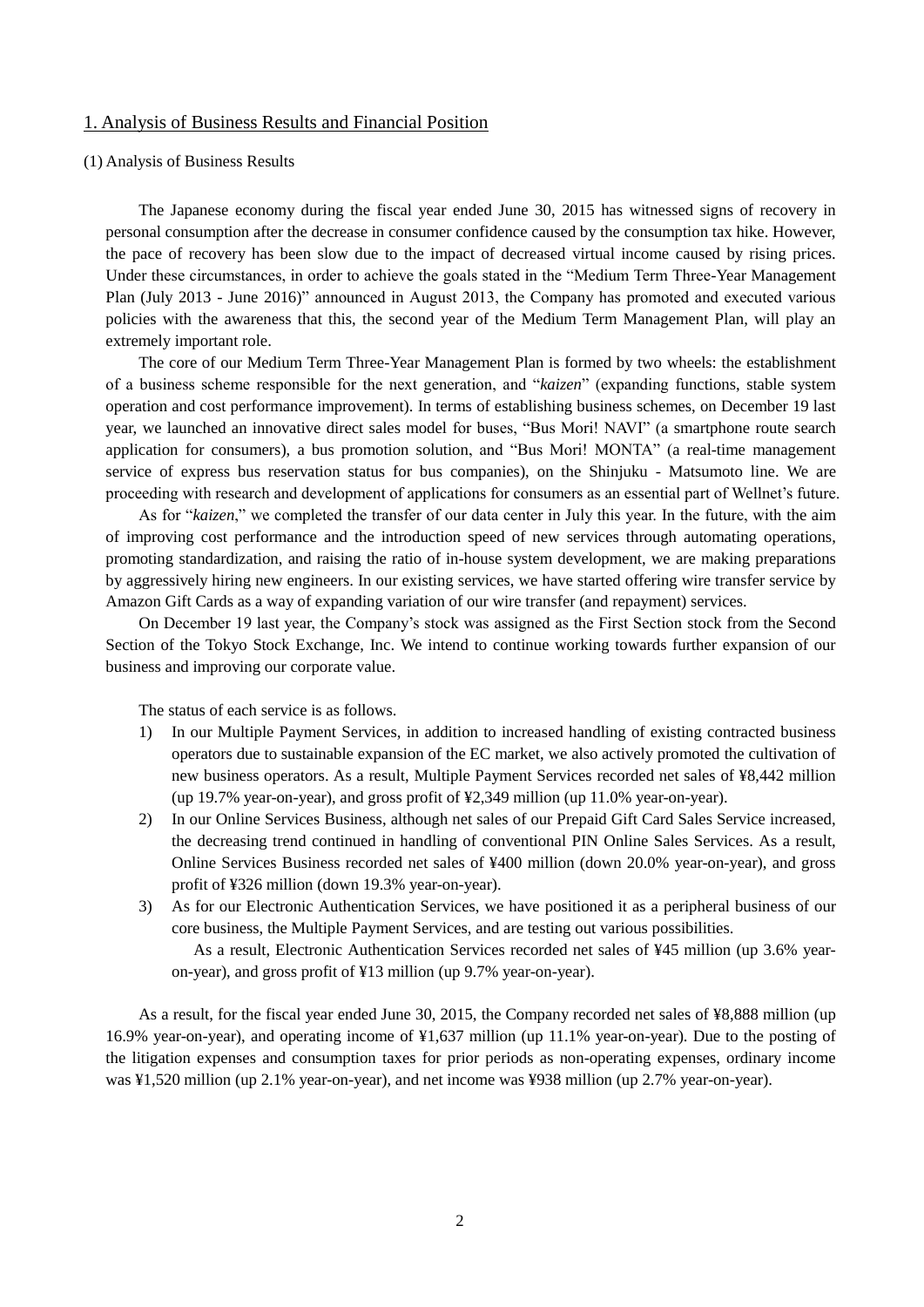## 1. Analysis of Business Results and Financial Position

### (1) Analysis of Business Results

The Japanese economy during the fiscal year ended June 30, 2015 has witnessed signs of recovery in personal consumption after the decrease in consumer confidence caused by the consumption tax hike. However, the pace of recovery has been slow due to the impact of decreased virtual income caused by rising prices. Under these circumstances, in order to achieve the goals stated in the "Medium Term Three-Year Management Plan (July 2013 - June 2016)" announced in August 2013, the Company has promoted and executed various policies with the awareness that this, the second year of the Medium Term Management Plan, will play an extremely important role.

The core of our Medium Term Three-Year Management Plan is formed by two wheels: the establishment of a business scheme responsible for the next generation, and "*kaizen*" (expanding functions, stable system operation and cost performance improvement). In terms of establishing business schemes, on December 19 last year, we launched an innovative direct sales model for buses, "Bus Mori! NAVI" (a smartphone route search application for consumers), a bus promotion solution, and "Bus Mori! MONTA" (a real-time management service of express bus reservation status for bus companies), on the Shinjuku - Matsumoto line. We are proceeding with research and development of applications for consumers as an essential part of Wellnet's future.

As for "*kaizen*," we completed the transfer of our data center in July this year. In the future, with the aim of improving cost performance and the introduction speed of new services through automating operations, promoting standardization, and raising the ratio of in-house system development, we are making preparations by aggressively hiring new engineers. In our existing services, we have started offering wire transfer service by Amazon Gift Cards as a way of expanding variation of our wire transfer (and repayment) services.

On December 19 last year, the Company's stock was assigned as the First Section stock from the Second Section of the Tokyo Stock Exchange, Inc. We intend to continue working towards further expansion of our business and improving our corporate value.

The status of each service is as follows.

1) In our Multiple Payment Services, in addition to increased handling of existing contracted business operators due to sustainable expansion of the EC market, we also actively promoted the cultivation of new business operators. As a result, Multiple Payment Services recorded net sales of ¥8,442 million (up 19.7% year-on-year), and gross profit of ¥2,349 million (up 11.0% year-on-year).
2) In our Online Services Business, although net sales of our Prepaid Gift Card Sales Service increased, the decreasing trend continued in handling of conventional PIN Online Sales Services. As a result, Online Services Business recorded net sales of ¥400 million (down 20.0% year-on-year), and gross profit of ¥326 million (down 19.3% year-on-year).
3) As for our Electronic Authentication Services, we have positioned it as a peripheral business of our core business, the Multiple Payment Services, and are testing out various possibilities.

   As a result, Electronic Authentication Services recorded net sales of ¥45 million (up 3.6% year-on-year), and gross profit of ¥13 million (up 9.7% year-on-year).

As a result, for the fiscal year ended June 30, 2015, the Company recorded net sales of ¥8,888 million (up 16.9% year-on-year), and operating income of ¥1,637 million (up 11.1% year-on-year). Due to the posting of the litigation expenses and consumption taxes for prior periods as non-operating expenses, ordinary income was ¥1,520 million (up 2.1% year-on-year), and net income was ¥938 million (up 2.7% year-on-year).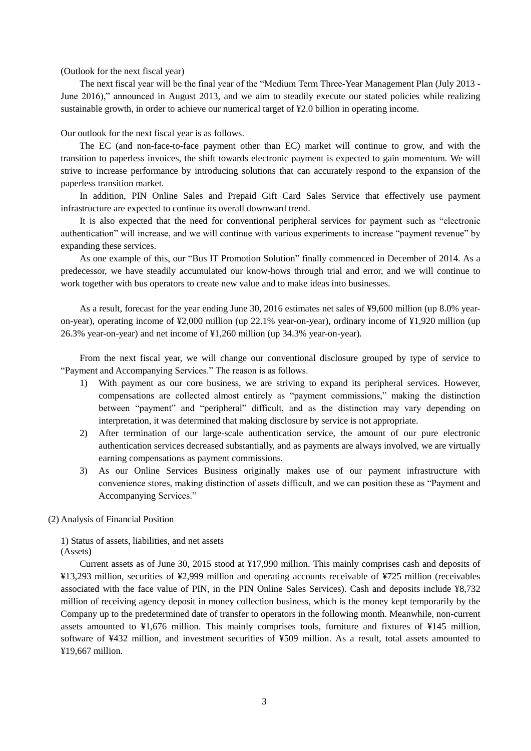(Outlook for the next fiscal year)

The next fiscal year will be the final year of the "Medium Term Three-Year Management Plan (July 2013 - June 2016)," announced in August 2013, and we aim to steadily execute our stated policies while realizing sustainable growth, in order to achieve our numerical target of ¥2.0 billion in operating income.

Our outlook for the next fiscal year is as follows.

The EC (and non-face-to-face payment other than EC) market will continue to grow, and with the transition to paperless invoices, the shift towards electronic payment is expected to gain momentum. We will strive to increase performance by introducing solutions that can accurately respond to the expansion of the paperless transition market.

In addition, PIN Online Sales and Prepaid Gift Card Sales Service that effectively use payment infrastructure are expected to continue its overall downward trend.

It is also expected that the need for conventional peripheral services for payment such as "electronic authentication" will increase, and we will continue with various experiments to increase "payment revenue" by expanding these services.

As one example of this, our "Bus IT Promotion Solution" finally commenced in December of 2014. As a predecessor, we have steadily accumulated our know-hows through trial and error, and we will continue to work together with bus operators to create new value and to make ideas into businesses.

As a result, forecast for the year ending June 30, 2016 estimates net sales of ¥9,600 million (up 8.0% year-on-year), operating income of ¥2,000 million (up 22.1% year-on-year), ordinary income of ¥1,920 million (up 26.3% year-on-year) and net income of ¥1,260 million (up 34.3% year-on-year).

From the next fiscal year, we will change our conventional disclosure grouped by type of service to "Payment and Accompanying Services." The reason is as follows.

1) With payment as our core business, we are striving to expand its peripheral services. However, compensations are collected almost entirely as "payment commissions," making the distinction between "payment" and "peripheral" difficult, and as the distinction may vary depending on interpretation, it was determined that making disclosure by service is not appropriate.
2) After termination of our large-scale authentication service, the amount of our pure electronic authentication services decreased substantially, and as payments are always involved, we are virtually earning compensations as payment commissions.
3) As our Online Services Business originally makes use of our payment infrastructure with convenience stores, making distinction of assets difficult, and we can position these as "Payment and Accompanying Services."

## (2) Analysis of Financial Position

### 1) Status of assets, liabilities, and net assets

(Assets)

Current assets as of June 30, 2015 stood at ¥17,990 million. This mainly comprises cash and deposits of ¥13,293 million, securities of ¥2,999 million and operating accounts receivable of ¥725 million (receivables associated with the face value of PIN, in the PIN Online Sales Services). Cash and deposits include ¥8,732 million of receiving agency deposit in money collection business, which is the money kept temporarily by the Company up to the predetermined date of transfer to operators in the following month. Meanwhile, non-current assets amounted to ¥1,676 million. This mainly comprises tools, furniture and fixtures of ¥145 million, software of ¥432 million, and investment securities of ¥509 million. As a result, total assets amounted to ¥19,667 million.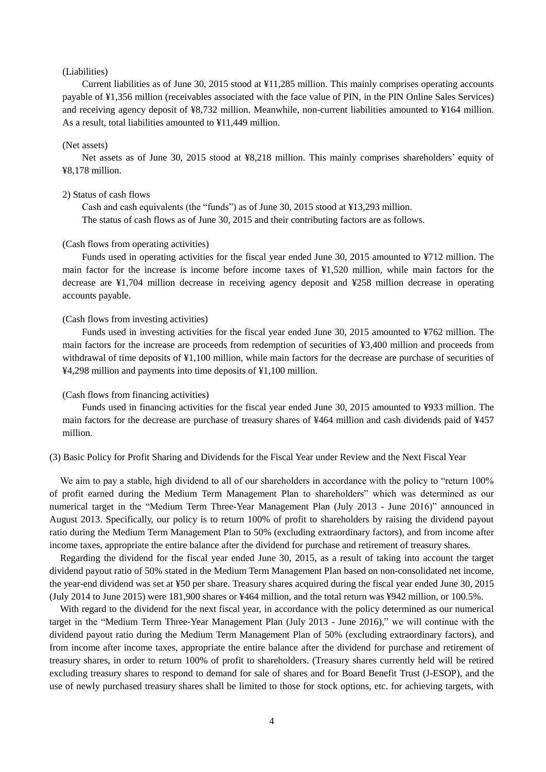(Liabilities)

Current liabilities as of June 30, 2015 stood at ¥11,285 million. This mainly comprises operating accounts payable of ¥1,356 million (receivables associated with the face value of PIN, in the PIN Online Sales Services) and receiving agency deposit of ¥8,732 million. Meanwhile, non-current liabilities amounted to ¥164 million. As a result, total liabilities amounted to ¥11,449 million.

(Net assets)

Net assets as of June 30, 2015 stood at ¥8,218 million. This mainly comprises shareholders' equity of ¥8,178 million.

2) Status of cash flows

Cash and cash equivalents (the "funds") as of June 30, 2015 stood at ¥13,293 million.
The status of cash flows as of June 30, 2015 and their contributing factors are as follows.

(Cash flows from operating activities)

Funds used in operating activities for the fiscal year ended June 30, 2015 amounted to ¥712 million. The main factor for the increase is income before income taxes of ¥1,520 million, while main factors for the decrease are ¥1,704 million decrease in receiving agency deposit and ¥258 million decrease in operating accounts payable.

(Cash flows from investing activities)

Funds used in investing activities for the fiscal year ended June 30, 2015 amounted to ¥762 million. The main factors for the increase are proceeds from redemption of securities of ¥3,400 million and proceeds from withdrawal of time deposits of ¥1,100 million, while main factors for the decrease are purchase of securities of ¥4,298 million and payments into time deposits of ¥1,100 million.

(Cash flows from financing activities)

Funds used in financing activities for the fiscal year ended June 30, 2015 amounted to ¥933 million. The main factors for the decrease are purchase of treasury shares of ¥464 million and cash dividends paid of ¥457 million.

(3) Basic Policy for Profit Sharing and Dividends for the Fiscal Year under Review and the Next Fiscal Year

We aim to pay a stable, high dividend to all of our shareholders in accordance with the policy to "return 100% of profit earned during the Medium Term Management Plan to shareholders" which was determined as our numerical target in the "Medium Term Three-Year Management Plan (July 2013 - June 2016)" announced in August 2013. Specifically, our policy is to return 100% of profit to shareholders by raising the dividend payout ratio during the Medium Term Management Plan to 50% (excluding extraordinary factors), and from income after income taxes, appropriate the entire balance after the dividend for purchase and retirement of treasury shares.

Regarding the dividend for the fiscal year ended June 30, 2015, as a result of taking into account the target dividend payout ratio of 50% stated in the Medium Term Management Plan based on non-consolidated net income, the year-end dividend was set at ¥50 per share. Treasury shares acquired during the fiscal year ended June 30, 2015 (July 2014 to June 2015) were 181,900 shares or ¥464 million, and the total return was ¥942 million, or 100.5%.

With regard to the dividend for the next fiscal year, in accordance with the policy determined as our numerical target in the "Medium Term Three-Year Management Plan (July 2013 - June 2016)," we will continue with the dividend payout ratio during the Medium Term Management Plan of 50% (excluding extraordinary factors), and from income after income taxes, appropriate the entire balance after the dividend for purchase and retirement of treasury shares, in order to return 100% of profit to shareholders. (Treasury shares currently held will be retired excluding treasury shares to respond to demand for sale of shares and for Board Benefit Trust (J-ESOP), and the use of newly purchased treasury shares shall be limited to those for stock options, etc. for achieving targets, with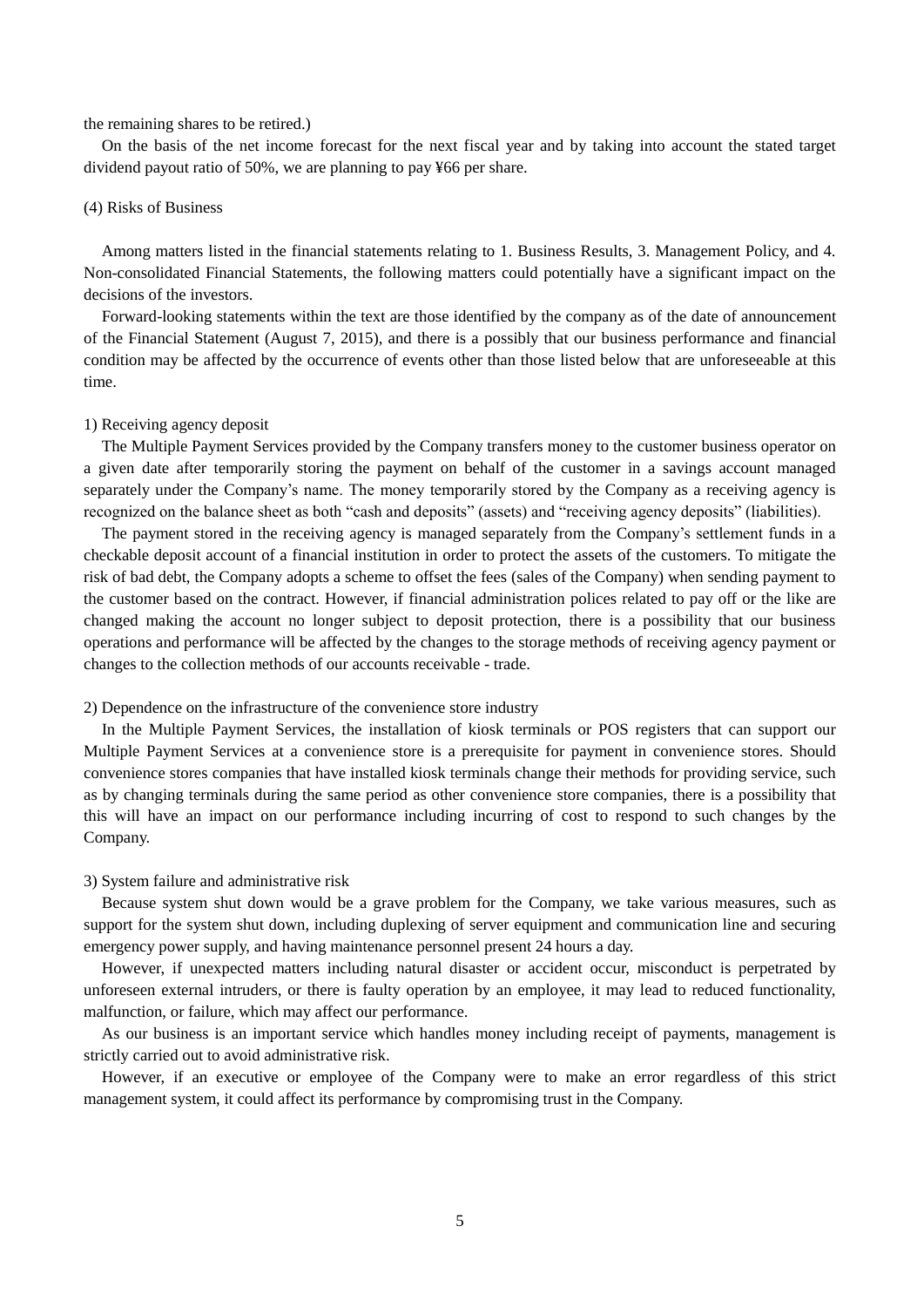the remaining shares to be retired.)

On the basis of the net income forecast for the next fiscal year and by taking into account the stated target dividend payout ratio of 50%, we are planning to pay ¥66 per share.

(4) Risks of Business

Among matters listed in the financial statements relating to 1. Business Results, 3. Management Policy, and 4. Non-consolidated Financial Statements, the following matters could potentially have a significant impact on the decisions of the investors.

Forward-looking statements within the text are those identified by the company as of the date of announcement of the Financial Statement (August 7, 2015), and there is a possibly that our business performance and financial condition may be affected by the occurrence of events other than those listed below that are unforeseeable at this time.

1) Receiving agency deposit

The Multiple Payment Services provided by the Company transfers money to the customer business operator on a given date after temporarily storing the payment on behalf of the customer in a savings account managed separately under the Company's name. The money temporarily stored by the Company as a receiving agency is recognized on the balance sheet as both "cash and deposits" (assets) and "receiving agency deposits" (liabilities).

The payment stored in the receiving agency is managed separately from the Company's settlement funds in a checkable deposit account of a financial institution in order to protect the assets of the customers. To mitigate the risk of bad debt, the Company adopts a scheme to offset the fees (sales of the Company) when sending payment to the customer based on the contract. However, if financial administration polices related to pay off or the like are changed making the account no longer subject to deposit protection, there is a possibility that our business operations and performance will be affected by the changes to the storage methods of receiving agency payment or changes to the collection methods of our accounts receivable - trade.

2) Dependence on the infrastructure of the convenience store industry

In the Multiple Payment Services, the installation of kiosk terminals or POS registers that can support our Multiple Payment Services at a convenience store is a prerequisite for payment in convenience stores. Should convenience stores companies that have installed kiosk terminals change their methods for providing service, such as by changing terminals during the same period as other convenience store companies, there is a possibility that this will have an impact on our performance including incurring of cost to respond to such changes by the Company.

3) System failure and administrative risk

Because system shut down would be a grave problem for the Company, we take various measures, such as support for the system shut down, including duplexing of server equipment and communication line and securing emergency power supply, and having maintenance personnel present 24 hours a day.

However, if unexpected matters including natural disaster or accident occur, misconduct is perpetrated by unforeseen external intruders, or there is faulty operation by an employee, it may lead to reduced functionality, malfunction, or failure, which may affect our performance.

As our business is an important service which handles money including receipt of payments, management is strictly carried out to avoid administrative risk.

However, if an executive or employee of the Company were to make an error regardless of this strict management system, it could affect its performance by compromising trust in the Company.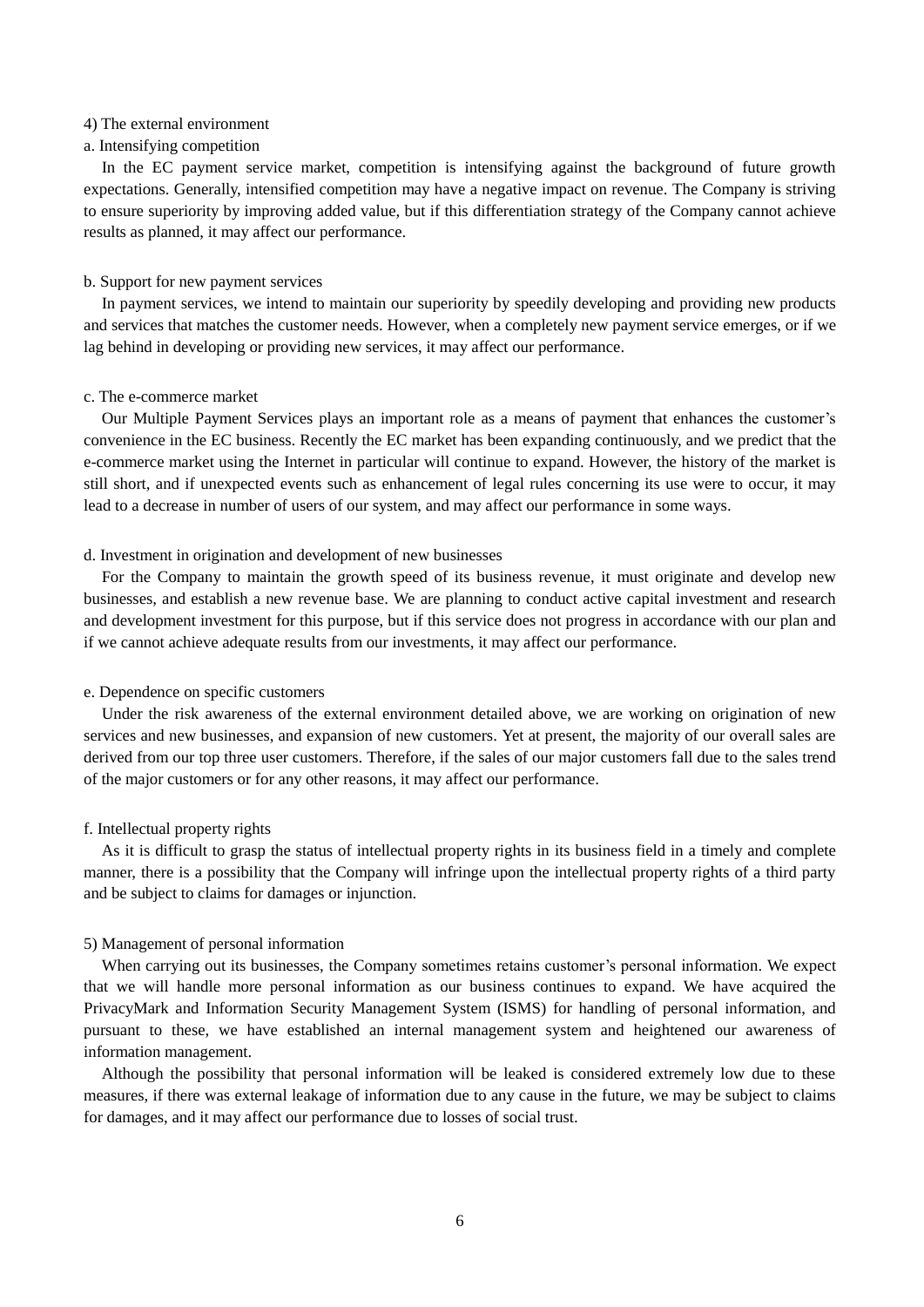4) The external environment

a. Intensifying competition

In the EC payment service market, competition is intensifying against the background of future growth expectations. Generally, intensified competition may have a negative impact on revenue. The Company is striving to ensure superiority by improving added value, but if this differentiation strategy of the Company cannot achieve results as planned, it may affect our performance.

b. Support for new payment services

In payment services, we intend to maintain our superiority by speedily developing and providing new products and services that matches the customer needs. However, when a completely new payment service emerges, or if we lag behind in developing or providing new services, it may affect our performance.

c. The e-commerce market

Our Multiple Payment Services plays an important role as a means of payment that enhances the customer's convenience in the EC business. Recently the EC market has been expanding continuously, and we predict that the e-commerce market using the Internet in particular will continue to expand. However, the history of the market is still short, and if unexpected events such as enhancement of legal rules concerning its use were to occur, it may lead to a decrease in number of users of our system, and may affect our performance in some ways.

d. Investment in origination and development of new businesses

For the Company to maintain the growth speed of its business revenue, it must originate and develop new businesses, and establish a new revenue base. We are planning to conduct active capital investment and research and development investment for this purpose, but if this service does not progress in accordance with our plan and if we cannot achieve adequate results from our investments, it may affect our performance.

e. Dependence on specific customers

Under the risk awareness of the external environment detailed above, we are working on origination of new services and new businesses, and expansion of new customers. Yet at present, the majority of our overall sales are derived from our top three user customers. Therefore, if the sales of our major customers fall due to the sales trend of the major customers or for any other reasons, it may affect our performance.

f. Intellectual property rights

As it is difficult to grasp the status of intellectual property rights in its business field in a timely and complete manner, there is a possibility that the Company will infringe upon the intellectual property rights of a third party and be subject to claims for damages or injunction.

5) Management of personal information

When carrying out its businesses, the Company sometimes retains customer's personal information. We expect that we will handle more personal information as our business continues to expand. We have acquired the PrivacyMark and Information Security Management System (ISMS) for handling of personal information, and pursuant to these, we have established an internal management system and heightened our awareness of information management.

Although the possibility that personal information will be leaked is considered extremely low due to these measures, if there was external leakage of information due to any cause in the future, we may be subject to claims for damages, and it may affect our performance due to losses of social trust.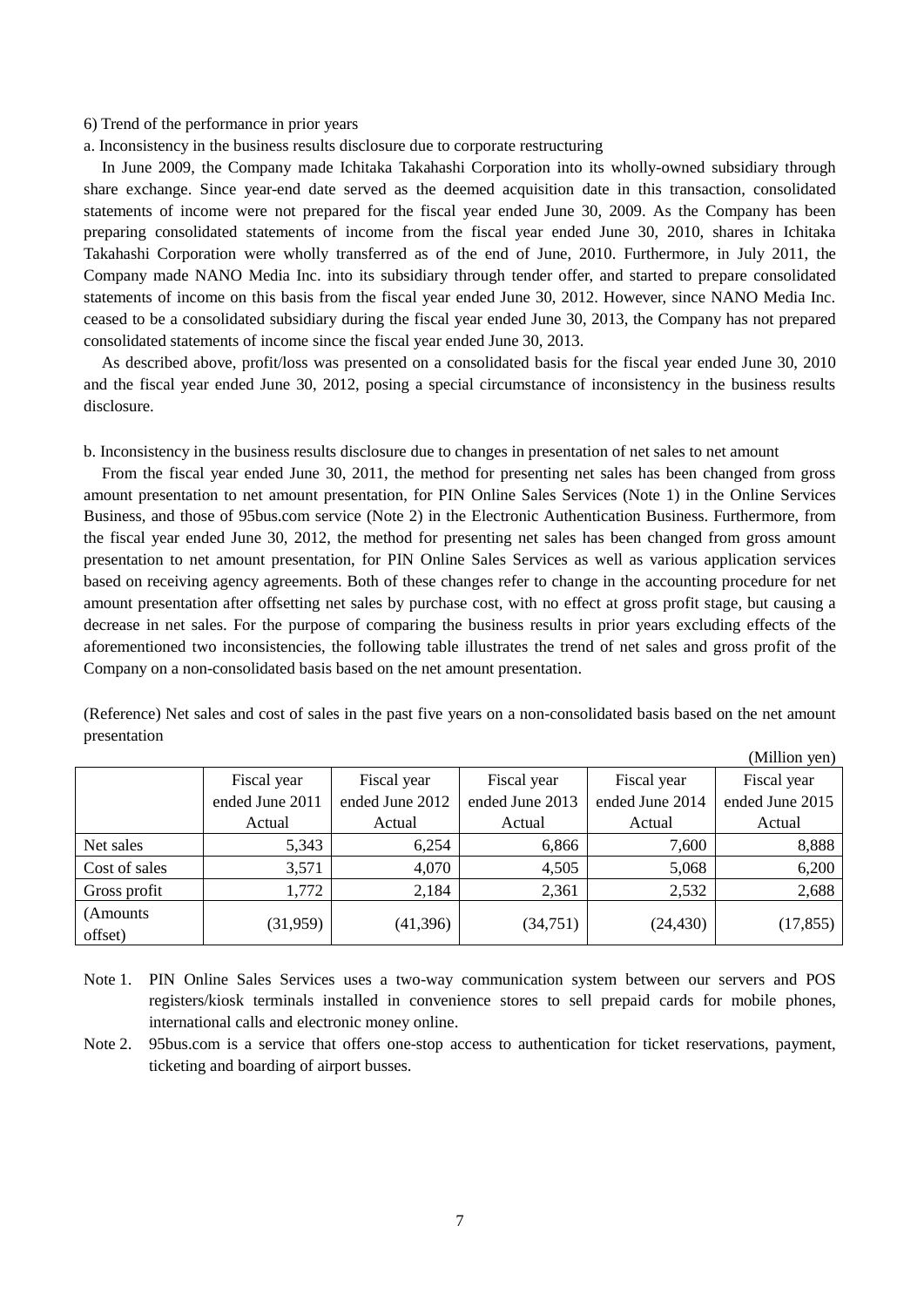6) Trend of the performance in prior years

a. Inconsistency in the business results disclosure due to corporate restructuring

In June 2009, the Company made Ichitaka Takahashi Corporation into its wholly-owned subsidiary through share exchange. Since year-end date served as the deemed acquisition date in this transaction, consolidated statements of income were not prepared for the fiscal year ended June 30, 2009. As the Company has been preparing consolidated statements of income from the fiscal year ended June 30, 2010, shares in Ichitaka Takahashi Corporation were wholly transferred as of the end of June, 2010. Furthermore, in July 2011, the Company made NANO Media Inc. into its subsidiary through tender offer, and started to prepare consolidated statements of income on this basis from the fiscal year ended June 30, 2012. However, since NANO Media Inc. ceased to be a consolidated subsidiary during the fiscal year ended June 30, 2013, the Company has not prepared consolidated statements of income since the fiscal year ended June 30, 2013.

As described above, profit/loss was presented on a consolidated basis for the fiscal year ended June 30, 2010 and the fiscal year ended June 30, 2012, posing a special circumstance of inconsistency in the business results disclosure.

b. Inconsistency in the business results disclosure due to changes in presentation of net sales to net amount

From the fiscal year ended June 30, 2011, the method for presenting net sales has been changed from gross amount presentation to net amount presentation, for PIN Online Sales Services (Note 1) in the Online Services Business, and those of 95bus.com service (Note 2) in the Electronic Authentication Business. Furthermore, from the fiscal year ended June 30, 2012, the method for presenting net sales has been changed from gross amount presentation to net amount presentation, for PIN Online Sales Services as well as various application services based on receiving agency agreements. Both of these changes refer to change in the accounting procedure for net amount presentation after offsetting net sales by purchase cost, with no effect at gross profit stage, but causing a decrease in net sales. For the purpose of comparing the business results in prior years excluding effects of the aforementioned two inconsistencies, the following table illustrates the trend of net sales and gross profit of the Company on a non-consolidated basis based on the net amount presentation.

(Reference) Net sales and cost of sales in the past five years on a non-consolidated basis based on the net amount presentation

(Million yen)

| | Fiscal year ended June 2011 Actual | Fiscal year ended June 2012 Actual | Fiscal year ended June 2013 Actual | Fiscal year ended June 2014 Actual | Fiscal year ended June 2015 Actual |
|---|---|---|---|---|---|
| Net sales | 5,343 | 6,254 | 6,866 | 7,600 | 8,888 |
| Cost of sales | 3,571 | 4,070 | 4,505 | 5,068 | 6,200 |
| Gross profit | 1,772 | 2,184 | 2,361 | 2,532 | 2,688 |
| (Amounts offset) | (31,959) | (41,396) | (34,751) | (24,430) | (17,855) |

Note 1. PIN Online Sales Services uses a two-way communication system between our servers and POS registers/kiosk terminals installed in convenience stores to sell prepaid cards for mobile phones, international calls and electronic money online.

Note 2. 95bus.com is a service that offers one-stop access to authentication for ticket reservations, payment, ticketing and boarding of airport busses.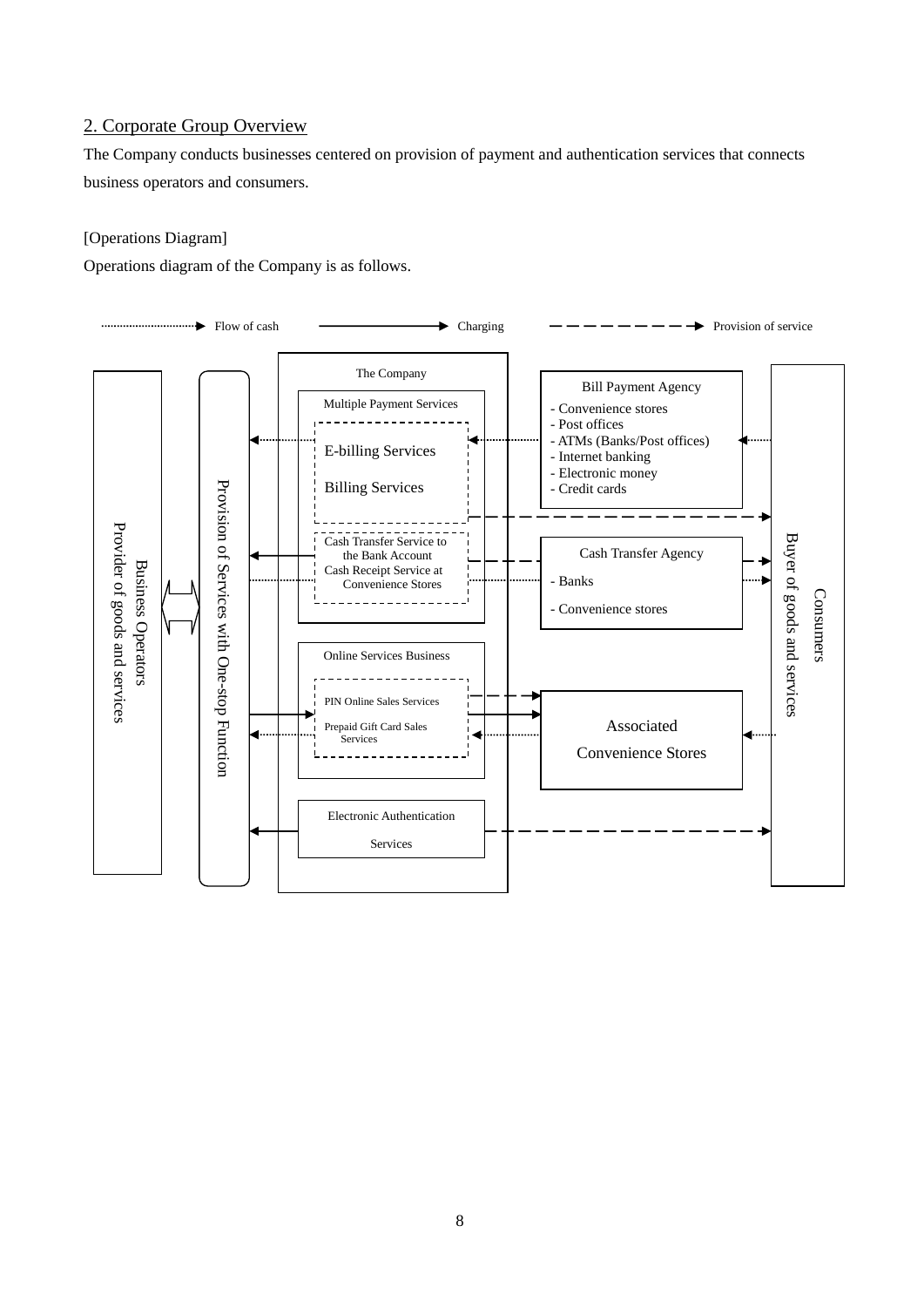## 2. Corporate Group Overview

The Company conducts businesses centered on provision of payment and authentication services that connects business operators and consumers.

[Operations Diagram]

Operations diagram of the Company is as follows.

Flow of cash → Charging → Provision of service

Business Operators
Provider of goods and services

Provision of Services with One-stop Function

The Company

Multiple Payment Services

- E-billing Services
- Billing Services
- Cash Transfer Service to the Bank Account
- Cash Receipt Service at Convenience Stores

Online Services Business

- PIN Online Sales Services
- Prepaid Gift Card Sales Services

Electronic Authentication Services

Bill Payment Agency
- Convenience stores
- Post offices
- ATMs (Banks/Post offices)
- Internet banking
- Electronic money
- Credit cards

Cash Transfer Agency
- Banks
- Convenience stores

Associated Convenience Stores

Consumers
Buyer of goods and services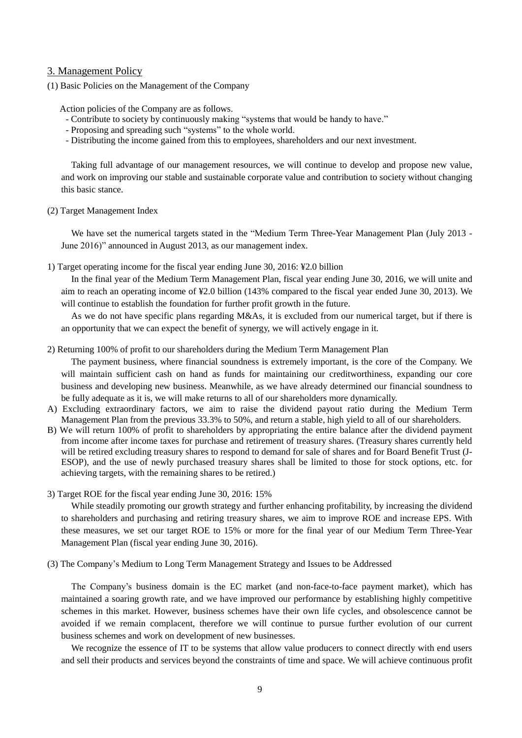## 3. Management Policy

### (1) Basic Policies on the Management of the Company

Action policies of the Company are as follows.

- Contribute to society by continuously making "systems that would be handy to have."
- Proposing and spreading such "systems" to the whole world.
- Distributing the income gained from this to employees, shareholders and our next investment.

Taking full advantage of our management resources, we will continue to develop and propose new value, and work on improving our stable and sustainable corporate value and contribution to society without changing this basic stance.

### (2) Target Management Index

We have set the numerical targets stated in the "Medium Term Three-Year Management Plan (July 2013 - June 2016)" announced in August 2013, as our management index.

1) Target operating income for the fiscal year ending June 30, 2016: ¥2.0 billion

In the final year of the Medium Term Management Plan, fiscal year ending June 30, 2016, we will unite and aim to reach an operating income of ¥2.0 billion (143% compared to the fiscal year ended June 30, 2013). We will continue to establish the foundation for further profit growth in the future.

As we do not have specific plans regarding M&As, it is excluded from our numerical target, but if there is an opportunity that we can expect the benefit of synergy, we will actively engage in it.

2) Returning 100% of profit to our shareholders during the Medium Term Management Plan

The payment business, where financial soundness is extremely important, is the core of the Company. We will maintain sufficient cash on hand as funds for maintaining our creditworthiness, expanding our core business and developing new business. Meanwhile, as we have already determined our financial soundness to be fully adequate as it is, we will make returns to all of our shareholders more dynamically.

A) Excluding extraordinary factors, we aim to raise the dividend payout ratio during the Medium Term Management Plan from the previous 33.3% to 50%, and return a stable, high yield to all of our shareholders.

B) We will return 100% of profit to shareholders by appropriating the entire balance after the dividend payment from income after income taxes for purchase and retirement of treasury shares. (Treasury shares currently held will be retired excluding treasury shares to respond to demand for sale of shares and for Board Benefit Trust (J-ESOP), and the use of newly purchased treasury shares shall be limited to those for stock options, etc. for achieving targets, with the remaining shares to be retired.)

3) Target ROE for the fiscal year ending June 30, 2016: 15%

While steadily promoting our growth strategy and further enhancing profitability, by increasing the dividend to shareholders and purchasing and retiring treasury shares, we aim to improve ROE and increase EPS. With these measures, we set our target ROE to 15% or more for the final year of our Medium Term Three-Year Management Plan (fiscal year ending June 30, 2016).

### (3) The Company's Medium to Long Term Management Strategy and Issues to be Addressed

The Company's business domain is the EC market (and non-face-to-face payment market), which has maintained a soaring growth rate, and we have improved our performance by establishing highly competitive schemes in this market. However, business schemes have their own life cycles, and obsolescence cannot be avoided if we remain complacent, therefore we will continue to pursue further evolution of our current business schemes and work on development of new businesses.

We recognize the essence of IT to be systems that allow value producers to connect directly with end users and sell their products and services beyond the constraints of time and space. We will achieve continuous profit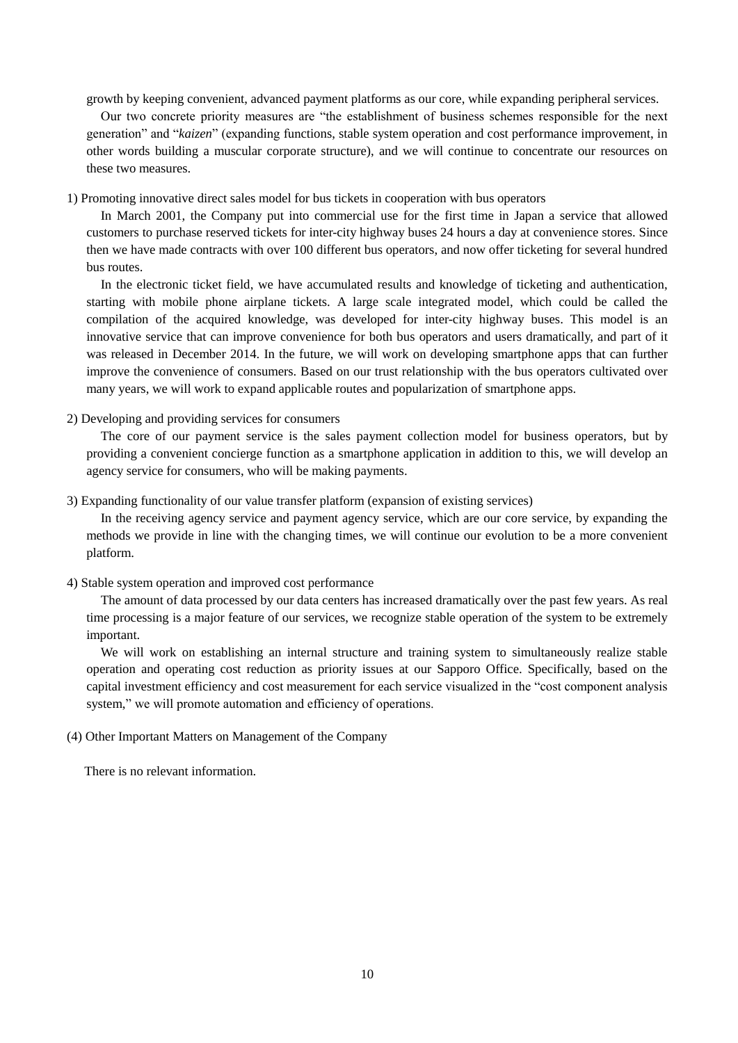growth by keeping convenient, advanced payment platforms as our core, while expanding peripheral services.

Our two concrete priority measures are "the establishment of business schemes responsible for the next generation" and "*kaizen*" (expanding functions, stable system operation and cost performance improvement, in other words building a muscular corporate structure), and we will continue to concentrate our resources on these two measures.

1) Promoting innovative direct sales model for bus tickets in cooperation with bus operators

In March 2001, the Company put into commercial use for the first time in Japan a service that allowed customers to purchase reserved tickets for inter-city highway buses 24 hours a day at convenience stores. Since then we have made contracts with over 100 different bus operators, and now offer ticketing for several hundred bus routes.

In the electronic ticket field, we have accumulated results and knowledge of ticketing and authentication, starting with mobile phone airplane tickets. A large scale integrated model, which could be called the compilation of the acquired knowledge, was developed for inter-city highway buses. This model is an innovative service that can improve convenience for both bus operators and users dramatically, and part of it was released in December 2014. In the future, we will work on developing smartphone apps that can further improve the convenience of consumers. Based on our trust relationship with the bus operators cultivated over many years, we will work to expand applicable routes and popularization of smartphone apps.

2) Developing and providing services for consumers

The core of our payment service is the sales payment collection model for business operators, but by providing a convenient concierge function as a smartphone application in addition to this, we will develop an agency service for consumers, who will be making payments.

3) Expanding functionality of our value transfer platform (expansion of existing services)

In the receiving agency service and payment agency service, which are our core service, by expanding the methods we provide in line with the changing times, we will continue our evolution to be a more convenient platform.

4) Stable system operation and improved cost performance

The amount of data processed by our data centers has increased dramatically over the past few years. As real time processing is a major feature of our services, we recognize stable operation of the system to be extremely important.

We will work on establishing an internal structure and training system to simultaneously realize stable operation and operating cost reduction as priority issues at our Sapporo Office. Specifically, based on the capital investment efficiency and cost measurement for each service visualized in the "cost component analysis system," we will promote automation and efficiency of operations.

(4) Other Important Matters on Management of the Company

There is no relevant information.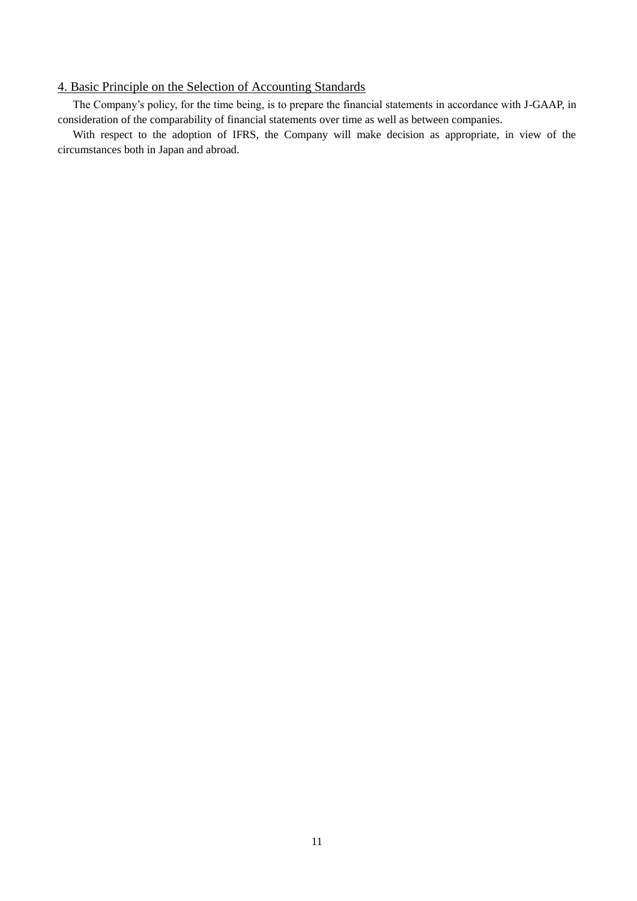## 4. Basic Principle on the Selection of Accounting Standards

The Company's policy, for the time being, is to prepare the financial statements in accordance with J-GAAP, in consideration of the comparability of financial statements over time as well as between companies.

With respect to the adoption of IFRS, the Company will make decision as appropriate, in view of the circumstances both in Japan and abroad.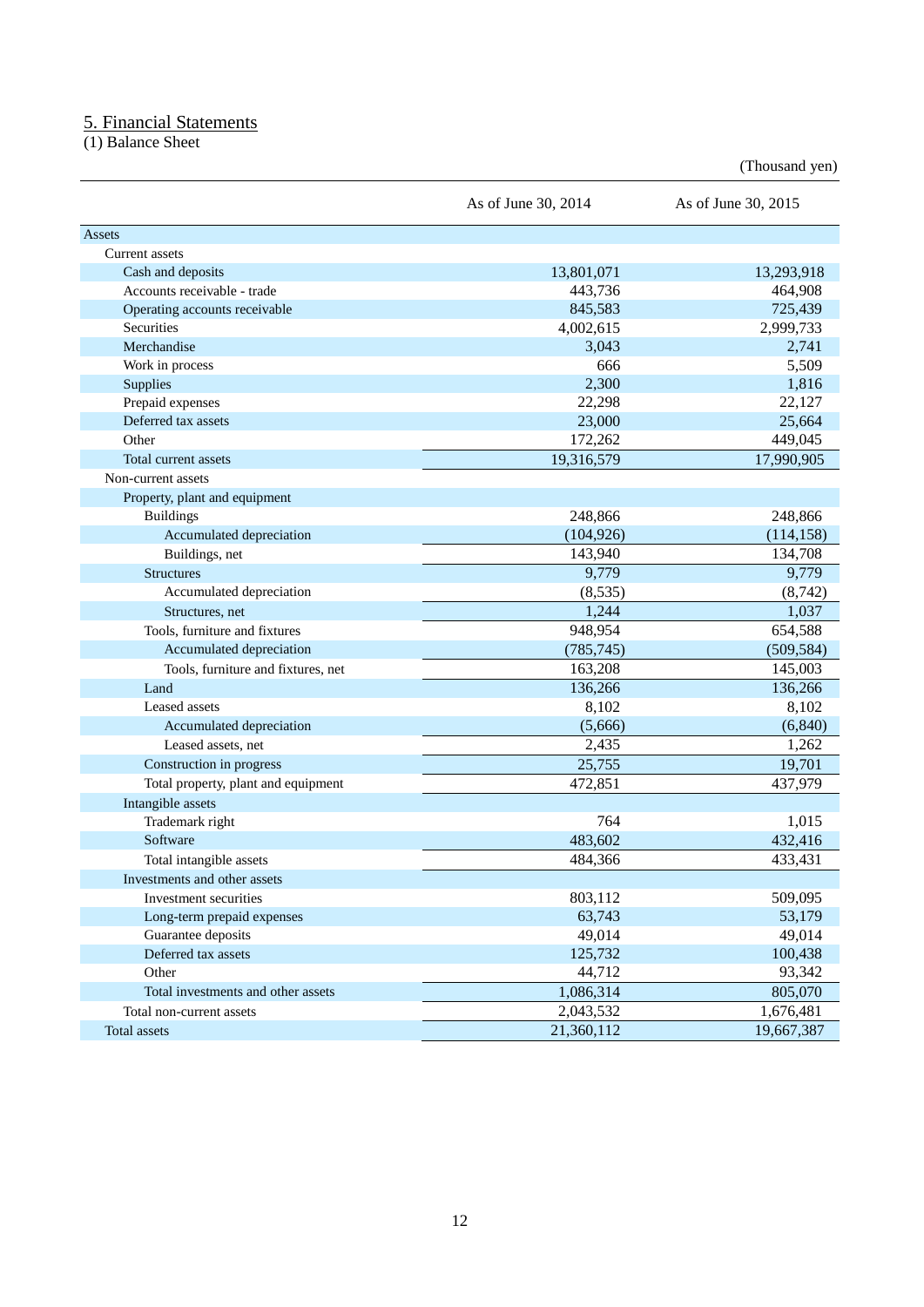## 5. Financial Statements

(1) Balance Sheet

(Thousand yen)

| | As of June 30, 2014 | As of June 30, 2015 |
|---|---|---|
| Assets | | |
| Current assets | | |
| Cash and deposits | 13,801,071 | 13,293,918 |
| Accounts receivable - trade | 443,736 | 464,908 |
| Operating accounts receivable | 845,583 | 725,439 |
| Securities | 4,002,615 | 2,999,733 |
| Merchandise | 3,043 | 2,741 |
| Work in process | 666 | 5,509 |
| Supplies | 2,300 | 1,816 |
| Prepaid expenses | 22,298 | 22,127 |
| Deferred tax assets | 23,000 | 25,664 |
| Other | 172,262 | 449,045 |
| Total current assets | 19,316,579 | 17,990,905 |
| Non-current assets | | |
| Property, plant and equipment | | |
| Buildings | 248,866 | 248,866 |
| Accumulated depreciation | (104,926) | (114,158) |
| Buildings, net | 143,940 | 134,708 |
| Structures | 9,779 | 9,779 |
| Accumulated depreciation | (8,535) | (8,742) |
| Structures, net | 1,244 | 1,037 |
| Tools, furniture and fixtures | 948,954 | 654,588 |
| Accumulated depreciation | (785,745) | (509,584) |
| Tools, furniture and fixtures, net | 163,208 | 145,003 |
| Land | 136,266 | 136,266 |
| Leased assets | 8,102 | 8,102 |
| Accumulated depreciation | (5,666) | (6,840) |
| Leased assets, net | 2,435 | 1,262 |
| Construction in progress | 25,755 | 19,701 |
| Total property, plant and equipment | 472,851 | 437,979 |
| Intangible assets | | |
| Trademark right | 764 | 1,015 |
| Software | 483,602 | 432,416 |
| Total intangible assets | 484,366 | 433,431 |
| Investments and other assets | | |
| Investment securities | 803,112 | 509,095 |
| Long-term prepaid expenses | 63,743 | 53,179 |
| Guarantee deposits | 49,014 | 49,014 |
| Deferred tax assets | 125,732 | 100,438 |
| Other | 44,712 | 93,342 |
| Total investments and other assets | 1,086,314 | 805,070 |
| Total non-current assets | 2,043,532 | 1,676,481 |
| Total assets | 21,360,112 | 19,667,387 |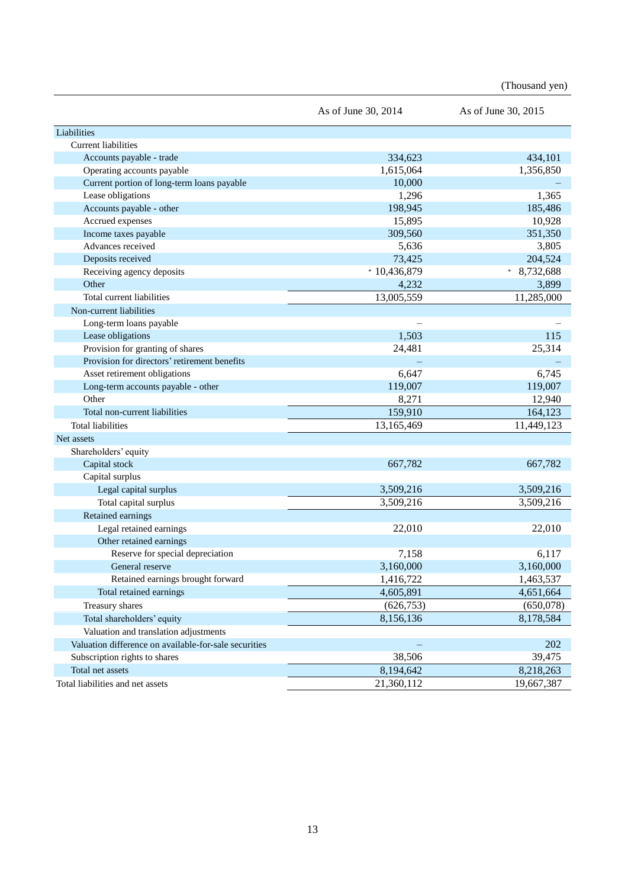(Thousand yen)

| | As of June 30, 2014 | As of June 30, 2015 |
|---|---|---|
| Liabilities | | |
| Current liabilities | | |
| Accounts payable - trade | 334,623 | 434,101 |
| Operating accounts payable | 1,615,064 | 1,356,850 |
| Current portion of long-term loans payable | 10,000 | – |
| Lease obligations | 1,296 | 1,365 |
| Accounts payable - other | 198,945 | 185,486 |
| Accrued expenses | 15,895 | 10,928 |
| Income taxes payable | 309,560 | 351,350 |
| Advances received | 5,636 | 3,805 |
| Deposits received | 73,425 | 204,524 |
| Receiving agency deposits | * 10,436,879 | * 8,732,688 |
| Other | 4,232 | 3,899 |
| Total current liabilities | 13,005,559 | 11,285,000 |
| Non-current liabilities | | |
| Long-term loans payable | – | – |
| Lease obligations | 1,503 | 115 |
| Provision for granting of shares | 24,481 | 25,314 |
| Provision for directors' retirement benefits | – | – |
| Asset retirement obligations | 6,647 | 6,745 |
| Long-term accounts payable - other | 119,007 | 119,007 |
| Other | 8,271 | 12,940 |
| Total non-current liabilities | 159,910 | 164,123 |
| Total liabilities | 13,165,469 | 11,449,123 |
| Net assets | | |
| Shareholders' equity | | |
| Capital stock | 667,782 | 667,782 |
| Capital surplus | | |
| Legal capital surplus | 3,509,216 | 3,509,216 |
| Total capital surplus | 3,509,216 | 3,509,216 |
| Retained earnings | | |
| Legal retained earnings | 22,010 | 22,010 |
| Other retained earnings | | |
| Reserve for special depreciation | 7,158 | 6,117 |
| General reserve | 3,160,000 | 3,160,000 |
| Retained earnings brought forward | 1,416,722 | 1,463,537 |
| Total retained earnings | 4,605,891 | 4,651,664 |
| Treasury shares | (626,753) | (650,078) |
| Total shareholders' equity | 8,156,136 | 8,178,584 |
| Valuation and translation adjustments | | |
| Valuation difference on available-for-sale securities | – | 202 |
| Subscription rights to shares | 38,506 | 39,475 |
| Total net assets | 8,194,642 | 8,218,263 |
| Total liabilities and net assets | 21,360,112 | 19,667,387 |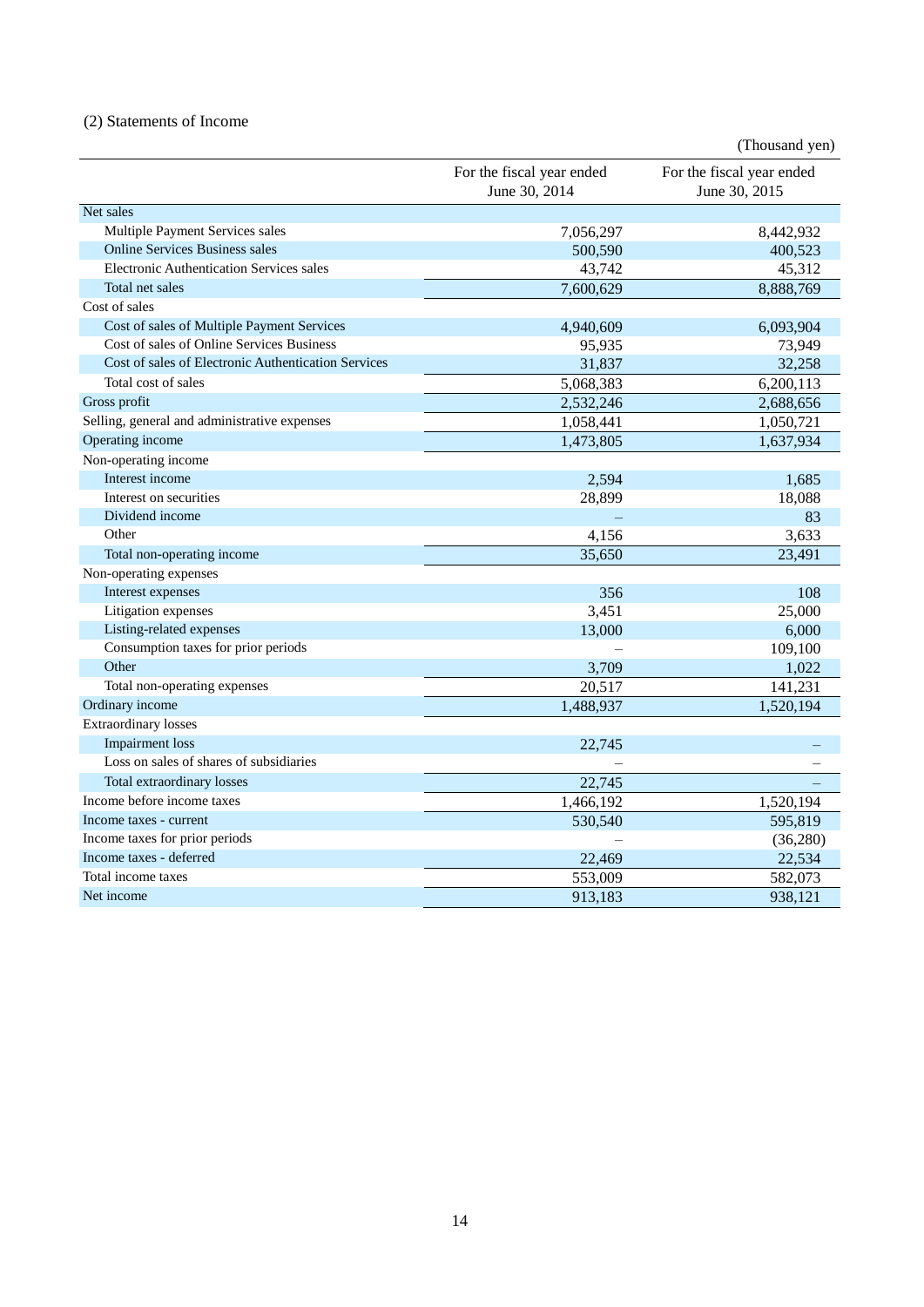## (2) Statements of Income

(Thousand yen)

| | For the fiscal year ended June 30, 2014 | For the fiscal year ended June 30, 2015 |
|---|---|---|
| Net sales | | |
| Multiple Payment Services sales | 7,056,297 | 8,442,932 |
| Online Services Business sales | 500,590 | 400,523 |
| Electronic Authentication Services sales | 43,742 | 45,312 |
| Total net sales | 7,600,629 | 8,888,769 |
| Cost of sales | | |
| Cost of sales of Multiple Payment Services | 4,940,609 | 6,093,904 |
| Cost of sales of Online Services Business | 95,935 | 73,949 |
| Cost of sales of Electronic Authentication Services | 31,837 | 32,258 |
| Total cost of sales | 5,068,383 | 6,200,113 |
| Gross profit | 2,532,246 | 2,688,656 |
| Selling, general and administrative expenses | 1,058,441 | 1,050,721 |
| Operating income | 1,473,805 | 1,637,934 |
| Non-operating income | | |
| Interest income | 2,594 | 1,685 |
| Interest on securities | 28,899 | 18,088 |
| Dividend income | – | 83 |
| Other | 4,156 | 3,633 |
| Total non-operating income | 35,650 | 23,491 |
| Non-operating expenses | | |
| Interest expenses | 356 | 108 |
| Litigation expenses | 3,451 | 25,000 |
| Listing-related expenses | 13,000 | 6,000 |
| Consumption taxes for prior periods | – | 109,100 |
| Other | 3,709 | 1,022 |
| Total non-operating expenses | 20,517 | 141,231 |
| Ordinary income | 1,488,937 | 1,520,194 |
| Extraordinary losses | | |
| Impairment loss | 22,745 | – |
| Loss on sales of shares of subsidiaries | – | – |
| Total extraordinary losses | 22,745 | – |
| Income before income taxes | 1,466,192 | 1,520,194 |
| Income taxes - current | 530,540 | 595,819 |
| Income taxes for prior periods | – | (36,280) |
| Income taxes - deferred | 22,469 | 22,534 |
| Total income taxes | 553,009 | 582,073 |
| Net income | 913,183 | 938,121 |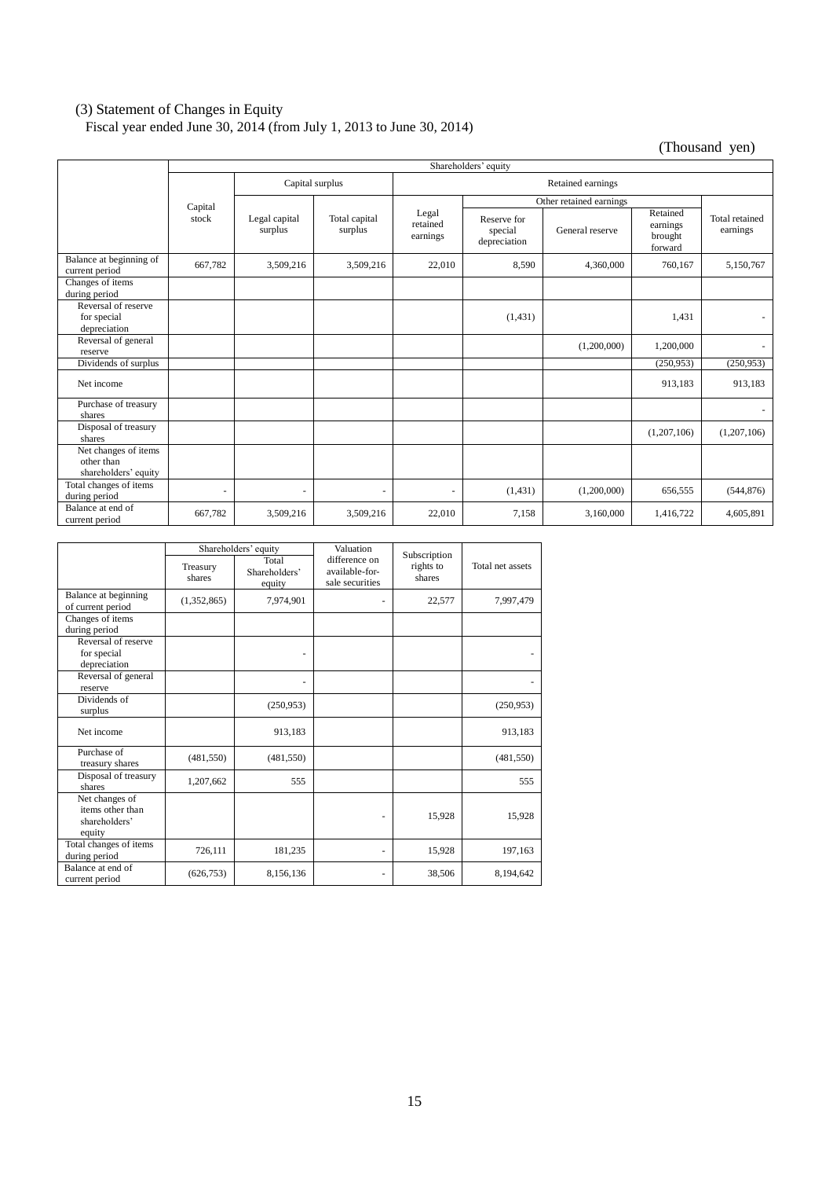(3) Statement of Changes in Equity

Fiscal year ended June 30, 2014 (from July 1, 2013 to June 30, 2014)

(Thousand yen)

| | Shareholders' equity | | | | | | | |
|---|---|---|---|---|---|---|---|---|
| | Capital stock | Capital surplus | | Retained earnings | | | | |
| | | Legal capital surplus | Total capital surplus | Legal retained earnings | Other retained earnings | | | Total retained earnings |
| | | | | | Reserve for special depreciation | General reserve | Retained earnings brought forward | |
| Balance at beginning of current period | 667,782 | 3,509,216 | 3,509,216 | 22,010 | 8,590 | 4,360,000 | 760,167 | 5,150,767 |
| Changes of items during period | | | | | | | | |
| Reversal of reserve for special depreciation | | | | | (1,431) | | 1,431 | - |
| Reversal of general reserve | | | | | | (1,200,000) | 1,200,000 | - |
| Dividends of surplus | | | | | | | (250,953) | (250,953) |
| Net income | | | | | | | 913,183 | 913,183 |
| Purchase of treasury shares | | | | | | | | - |
| Disposal of treasury shares | | | | | | | (1,207,106) | (1,207,106) |
| Net changes of items other than shareholders' equity | | | | | | | | |
| Total changes of items during period | - | - | - | - | (1,431) | (1,200,000) | 656,555 | (544,876) |
| Balance at end of current period | 667,782 | 3,509,216 | 3,509,216 | 22,010 | 7,158 | 3,160,000 | 1,416,722 | 4,605,891 |

| | Shareholders' equity | | Valuation difference on available-for-sale securities | Subscription rights to shares | Total net assets |
|---|---|---|---|---|---|
| | Treasury shares | Total Shareholders' equity | | | |
| Balance at beginning of current period | (1,352,865) | 7,974,901 | - | 22,577 | 7,997,479 |
| Changes of items during period | | | | | |
| Reversal of reserve for special depreciation | | - | | | - |
| Reversal of general reserve | | - | | | - |
| Dividends of surplus | | (250,953) | | | (250,953) |
| Net income | | 913,183 | | | 913,183 |
| Purchase of treasury shares | (481,550) | (481,550) | | | (481,550) |
| Disposal of treasury shares | 1,207,662 | 555 | | | 555 |
| Net changes of items other than shareholders' equity | | | - | 15,928 | 15,928 |
| Total changes of items during period | 726,111 | 181,235 | - | 15,928 | 197,163 |
| Balance at end of current period | (626,753) | 8,156,136 | - | 38,506 | 8,194,642 |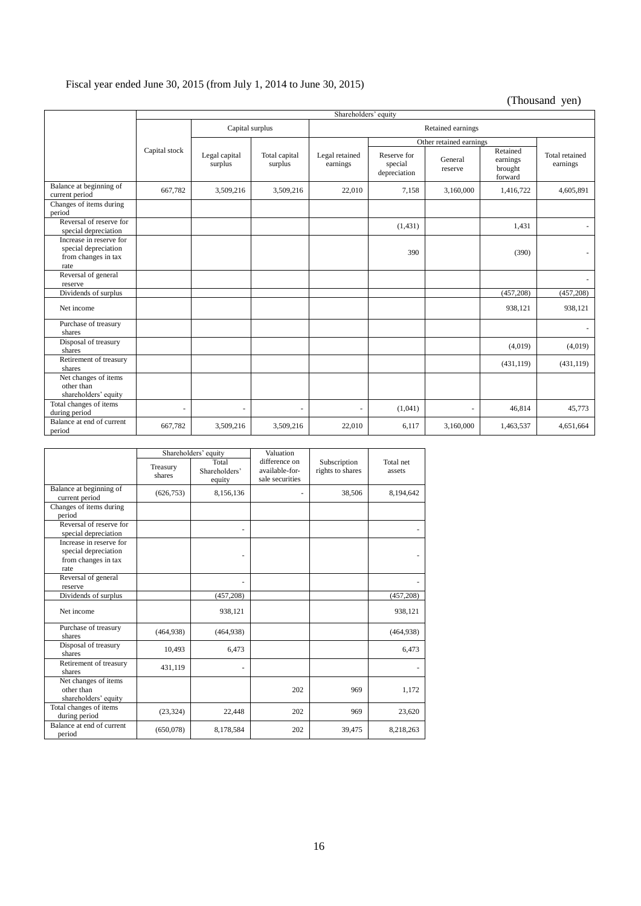Fiscal year ended June 30, 2015 (from July 1, 2014 to June 30, 2015)

(Thousand yen)

| | Shareholders' equity | | | | | | | |
|---|---|---|---|---|---|---|---|---|
| | Capital stock | Capital surplus | | Retained earnings | | | | |
| | | Legal capital surplus | Total capital surplus | Legal retained earnings | Other retained earnings | | | Total retained earnings |
| | | | | | Reserve for special depreciation | General reserve | Retained earnings brought forward | |
| Balance at beginning of current period | 667,782 | 3,509,216 | 3,509,216 | 22,010 | 7,158 | 3,160,000 | 1,416,722 | 4,605,891 |
| Changes of items during period | | | | | | | | |
| Reversal of reserve for special depreciation | | | | | (1,431) | | 1,431 | - |
| Increase in reserve for special depreciation from changes in tax rate | | | | | 390 | | (390) | - |
| Reversal of general reserve | | | | | | | | - |
| Dividends of surplus | | | | | | | (457,208) | (457,208) |
| Net income | | | | | | | 938,121 | 938,121 |
| Purchase of treasury shares | | | | | | | | - |
| Disposal of treasury shares | | | | | | | (4,019) | (4,019) |
| Retirement of treasury shares | | | | | | | (431,119) | (431,119) |
| Net changes of items other than shareholders' equity | | | | | | | | |
| Total changes of items during period | - | - | - | - | (1,041) | - | 46,814 | 45,773 |
| Balance at end of current period | 667,782 | 3,509,216 | 3,509,216 | 22,010 | 6,117 | 3,160,000 | 1,463,537 | 4,651,664 |

| | Shareholders' equity | | Valuation difference on available-for-sale securities | Subscription rights to shares | Total net assets |
|---|---|---|---|---|---|
| | Treasury shares | Total Shareholders' equity | | | |
| Balance at beginning of current period | (626,753) | 8,156,136 | - | 38,506 | 8,194,642 |
| Changes of items during period | | | | | |
| Reversal of reserve for special depreciation | | - | | | - |
| Increase in reserve for special depreciation from changes in tax rate | | - | | | - |
| Reversal of general reserve | | - | | | - |
| Dividends of surplus | | (457,208) | | | (457,208) |
| Net income | | 938,121 | | | 938,121 |
| Purchase of treasury shares | (464,938) | (464,938) | | | (464,938) |
| Disposal of treasury shares | 10,493 | 6,473 | | | 6,473 |
| Retirement of treasury shares | 431,119 | - | | | - |
| Net changes of items other than shareholders' equity | | | 202 | 969 | 1,172 |
| Total changes of items during period | (23,324) | 22,448 | 202 | 969 | 23,620 |
| Balance at end of current period | (650,078) | 8,178,584 | 202 | 39,475 | 8,218,263 |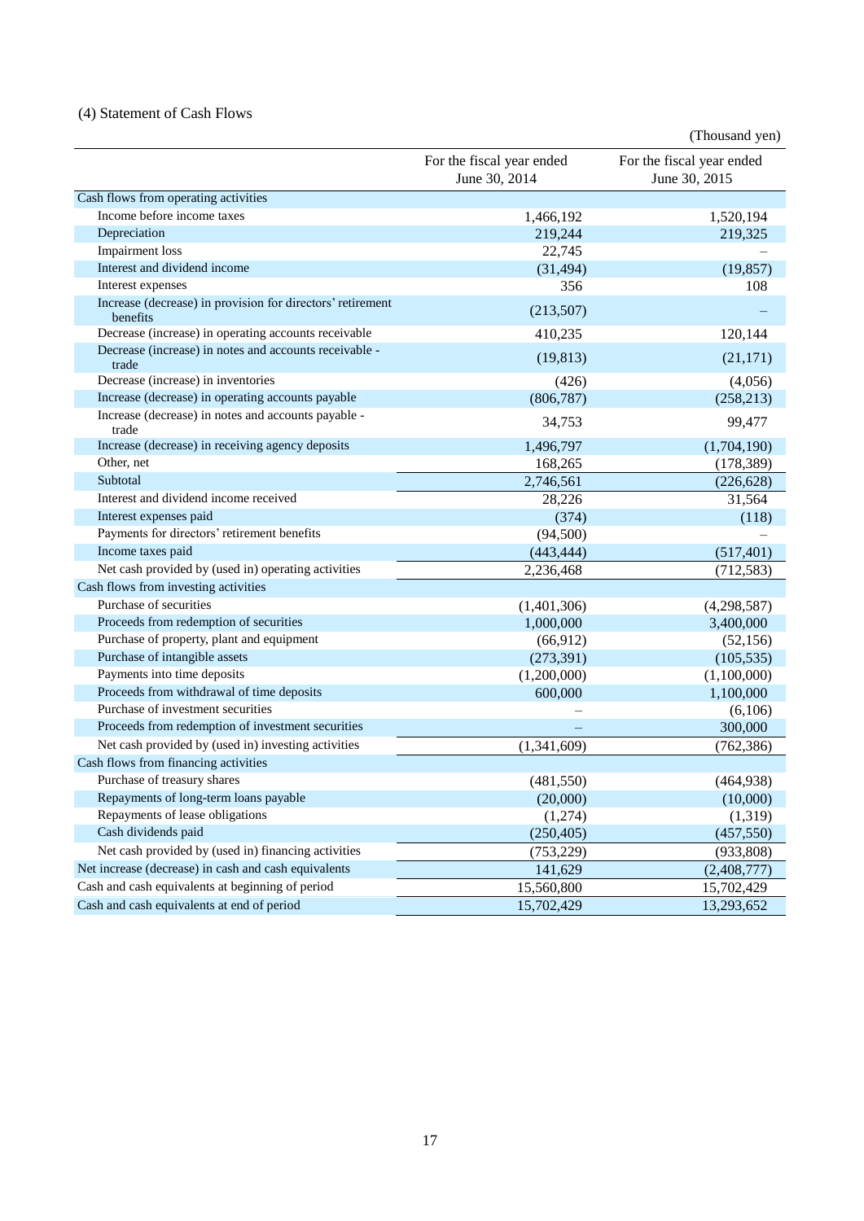### (4) Statement of Cash Flows

(Thousand yen)

| | For the fiscal year ended June 30, 2014 | For the fiscal year ended June 30, 2015 |
|---|---|---|
| Cash flows from operating activities | | |
| Income before income taxes | 1,466,192 | 1,520,194 |
| Depreciation | 219,244 | 219,325 |
| Impairment loss | 22,745 | – |
| Interest and dividend income | (31,494) | (19,857) |
| Interest expenses | 356 | 108 |
| Increase (decrease) in provision for directors' retirement benefits | (213,507) | – |
| Decrease (increase) in operating accounts receivable | 410,235 | 120,144 |
| Decrease (increase) in notes and accounts receivable - trade | (19,813) | (21,171) |
| Decrease (increase) in inventories | (426) | (4,056) |
| Increase (decrease) in operating accounts payable | (806,787) | (258,213) |
| Increase (decrease) in notes and accounts payable - trade | 34,753 | 99,477 |
| Increase (decrease) in receiving agency deposits | 1,496,797 | (1,704,190) |
| Other, net | 168,265 | (178,389) |
| Subtotal | 2,746,561 | (226,628) |
| Interest and dividend income received | 28,226 | 31,564 |
| Interest expenses paid | (374) | (118) |
| Payments for directors' retirement benefits | (94,500) | – |
| Income taxes paid | (443,444) | (517,401) |
| Net cash provided by (used in) operating activities | 2,236,468 | (712,583) |
| Cash flows from investing activities | | |
| Purchase of securities | (1,401,306) | (4,298,587) |
| Proceeds from redemption of securities | 1,000,000 | 3,400,000 |
| Purchase of property, plant and equipment | (66,912) | (52,156) |
| Purchase of intangible assets | (273,391) | (105,535) |
| Payments into time deposits | (1,200,000) | (1,100,000) |
| Proceeds from withdrawal of time deposits | 600,000 | 1,100,000 |
| Purchase of investment securities | – | (6,106) |
| Proceeds from redemption of investment securities | – | 300,000 |
| Net cash provided by (used in) investing activities | (1,341,609) | (762,386) |
| Cash flows from financing activities | | |
| Purchase of treasury shares | (481,550) | (464,938) |
| Repayments of long-term loans payable | (20,000) | (10,000) |
| Repayments of lease obligations | (1,274) | (1,319) |
| Cash dividends paid | (250,405) | (457,550) |
| Net cash provided by (used in) financing activities | (753,229) | (933,808) |
| Net increase (decrease) in cash and cash equivalents | 141,629 | (2,408,777) |
| Cash and cash equivalents at beginning of period | 15,560,800 | 15,702,429 |
| Cash and cash equivalents at end of period | 15,702,429 | 13,293,652 |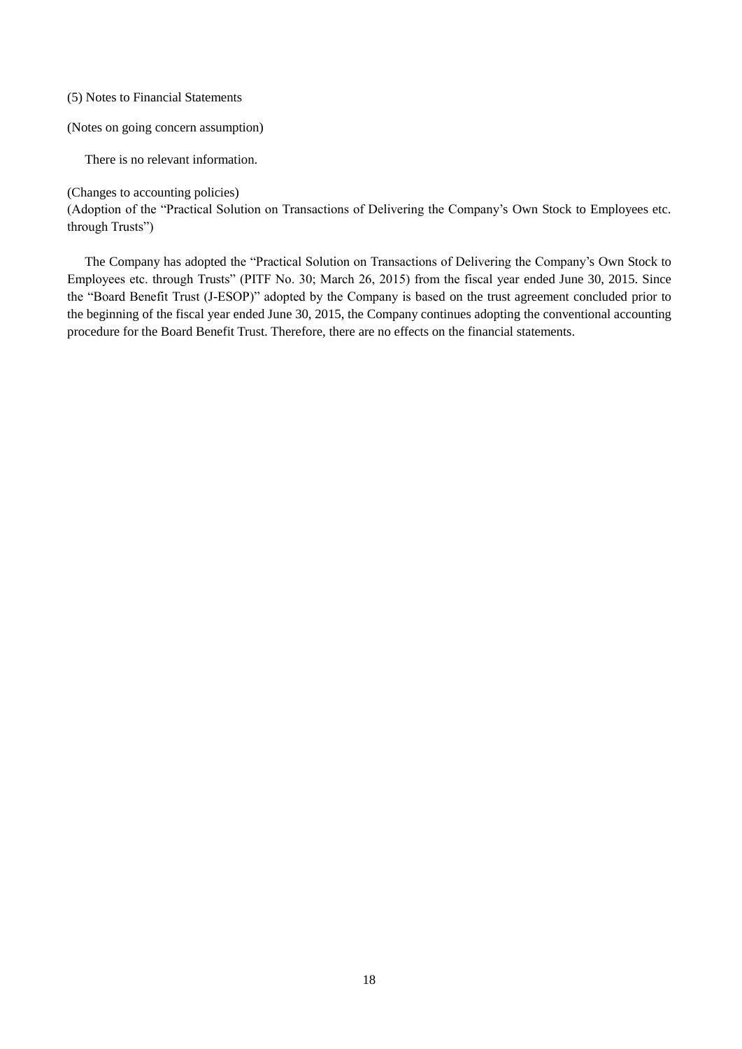## (5) Notes to Financial Statements

(Notes on going concern assumption)

There is no relevant information.

(Changes to accounting policies)

(Adoption of the "Practical Solution on Transactions of Delivering the Company's Own Stock to Employees etc. through Trusts")

The Company has adopted the "Practical Solution on Transactions of Delivering the Company's Own Stock to Employees etc. through Trusts" (PITF No. 30; March 26, 2015) from the fiscal year ended June 30, 2015. Since the "Board Benefit Trust (J-ESOP)" adopted by the Company is based on the trust agreement concluded prior to the beginning of the fiscal year ended June 30, 2015, the Company continues adopting the conventional accounting procedure for the Board Benefit Trust. Therefore, there are no effects on the financial statements.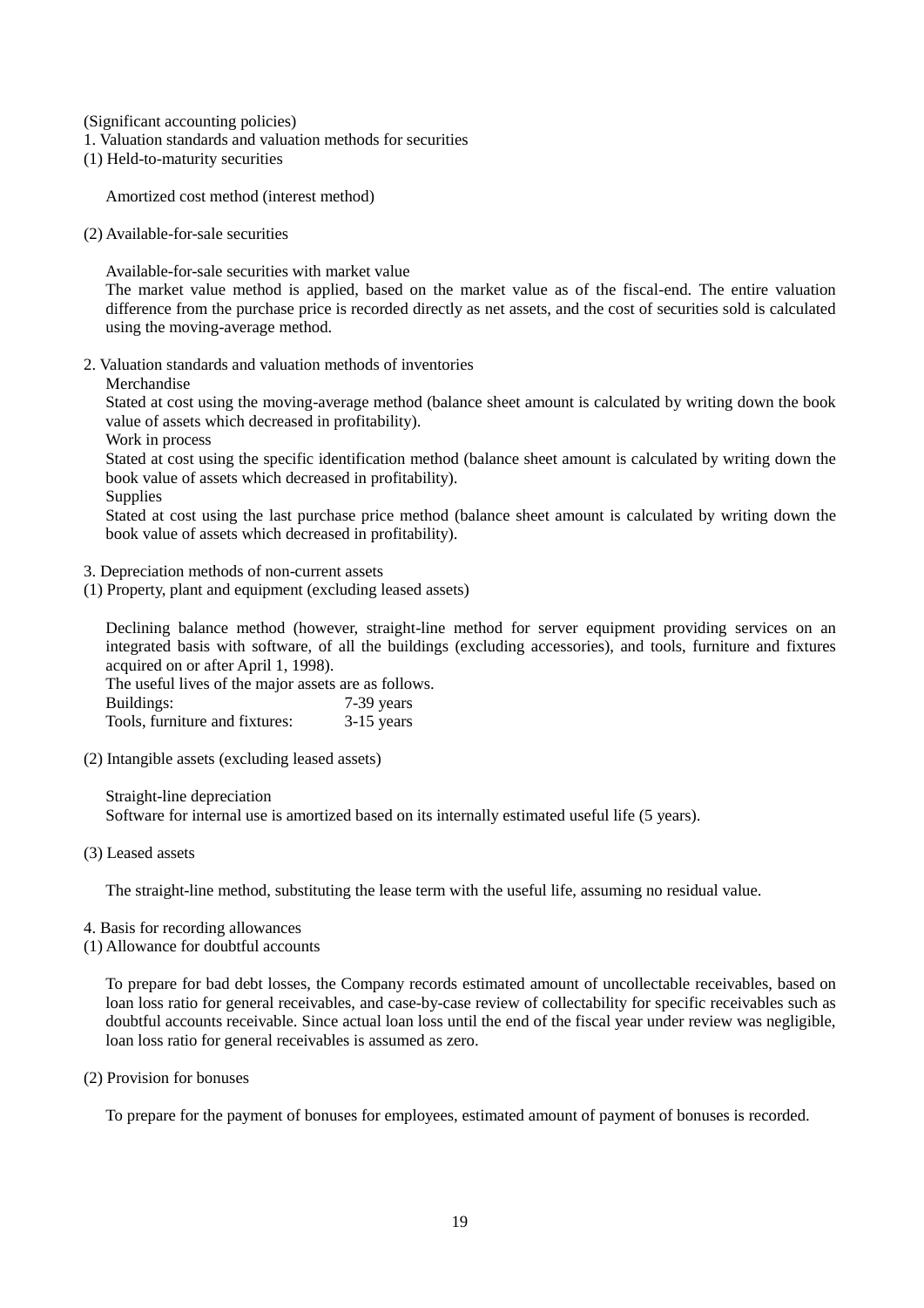(Significant accounting policies)

1. Valuation standards and valuation methods for securities

(1) Held-to-maturity securities

Amortized cost method (interest method)

(2) Available-for-sale securities

Available-for-sale securities with market value

The market value method is applied, based on the market value as of the fiscal-end. The entire valuation difference from the purchase price is recorded directly as net assets, and the cost of securities sold is calculated using the moving-average method.

2. Valuation standards and valuation methods of inventories

Merchandise

Stated at cost using the moving-average method (balance sheet amount is calculated by writing down the book value of assets which decreased in profitability).

Work in process

Stated at cost using the specific identification method (balance sheet amount is calculated by writing down the book value of assets which decreased in profitability).

Supplies

Stated at cost using the last purchase price method (balance sheet amount is calculated by writing down the book value of assets which decreased in profitability).

3. Depreciation methods of non-current assets

(1) Property, plant and equipment (excluding leased assets)

Declining balance method (however, straight-line method for server equipment providing services on an integrated basis with software, of all the buildings (excluding accessories), and tools, furniture and fixtures acquired on or after April 1, 1998).

The useful lives of the major assets are as follows.

| | |
|---|---|
| Buildings: | 7-39 years |
| Tools, furniture and fixtures: | 3-15 years |

(2) Intangible assets (excluding leased assets)

Straight-line depreciation

Software for internal use is amortized based on its internally estimated useful life (5 years).

(3) Leased assets

The straight-line method, substituting the lease term with the useful life, assuming no residual value.

4. Basis for recording allowances

(1) Allowance for doubtful accounts

To prepare for bad debt losses, the Company records estimated amount of uncollectable receivables, based on loan loss ratio for general receivables, and case-by-case review of collectability for specific receivables such as doubtful accounts receivable. Since actual loan loss until the end of the fiscal year under review was negligible, loan loss ratio for general receivables is assumed as zero.

(2) Provision for bonuses

To prepare for the payment of bonuses for employees, estimated amount of payment of bonuses is recorded.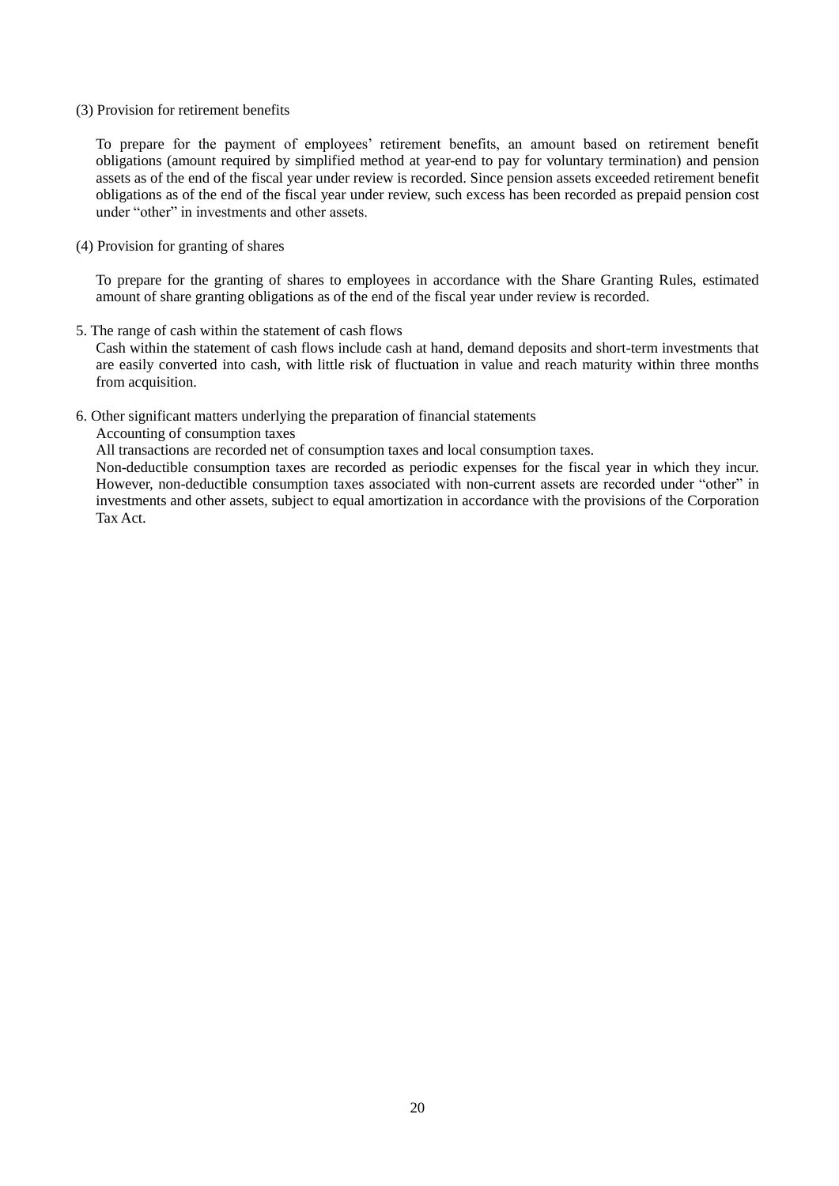(3) Provision for retirement benefits

To prepare for the payment of employees' retirement benefits, an amount based on retirement benefit obligations (amount required by simplified method at year-end to pay for voluntary termination) and pension assets as of the end of the fiscal year under review is recorded. Since pension assets exceeded retirement benefit obligations as of the end of the fiscal year under review, such excess has been recorded as prepaid pension cost under "other" in investments and other assets.

(4) Provision for granting of shares

To prepare for the granting of shares to employees in accordance with the Share Granting Rules, estimated amount of share granting obligations as of the end of the fiscal year under review is recorded.

5. The range of cash within the statement of cash flows

Cash within the statement of cash flows include cash at hand, demand deposits and short-term investments that are easily converted into cash, with little risk of fluctuation in value and reach maturity within three months from acquisition.

6. Other significant matters underlying the preparation of financial statements

Accounting of consumption taxes

All transactions are recorded net of consumption taxes and local consumption taxes.

Non-deductible consumption taxes are recorded as periodic expenses for the fiscal year in which they incur. However, non-deductible consumption taxes associated with non-current assets are recorded under "other" in investments and other assets, subject to equal amortization in accordance with the provisions of the Corporation Tax Act.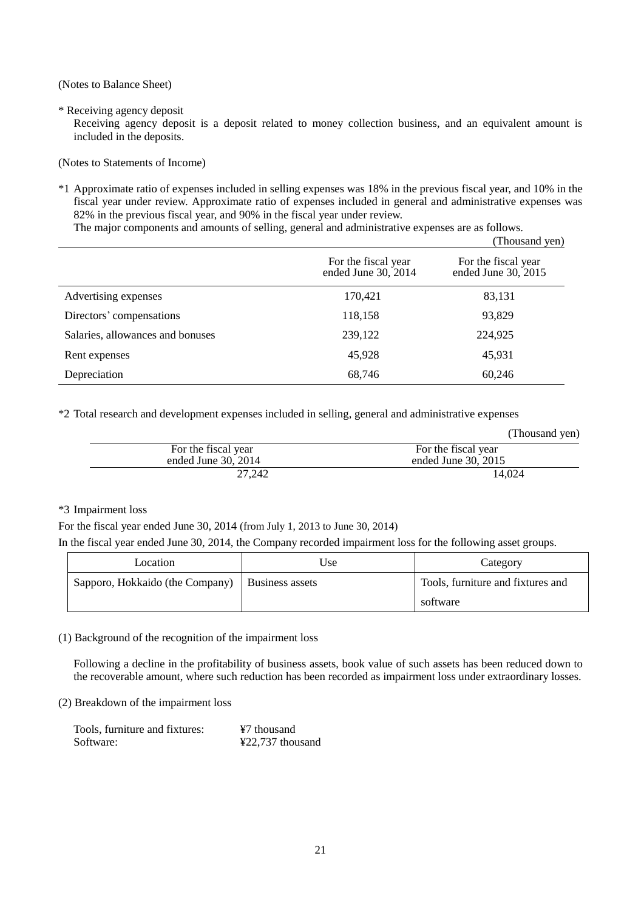(Notes to Balance Sheet)

\* Receiving agency deposit

Receiving agency deposit is a deposit related to money collection business, and an equivalent amount is included in the deposits.

(Notes to Statements of Income)

\*1 Approximate ratio of expenses included in selling expenses was 18% in the previous fiscal year, and 10% in the fiscal year under review. Approximate ratio of expenses included in general and administrative expenses was 82% in the previous fiscal year, and 90% in the fiscal year under review.

The major components and amounts of selling, general and administrative expenses are as follows.

(Thousand yen)

| | For the fiscal year ended June 30, 2014 | For the fiscal year ended June 30, 2015 |
|---|---|---|
| Advertising expenses | 170,421 | 83,131 |
| Directors' compensations | 118,158 | 93,829 |
| Salaries, allowances and bonuses | 239,122 | 224,925 |
| Rent expenses | 45,928 | 45,931 |
| Depreciation | 68,746 | 60,246 |

\*2 Total research and development expenses included in selling, general and administrative expenses

(Thousand yen)

| For the fiscal year ended June 30, 2014 | For the fiscal year ended June 30, 2015 |
|---|---|
| 27,242 | 14,024 |

\*3 Impairment loss

For the fiscal year ended June 30, 2014 (from July 1, 2013 to June 30, 2014)

In the fiscal year ended June 30, 2014, the Company recorded impairment loss for the following asset groups.

| Location | Use | Category |
|---|---|---|
| Sapporo, Hokkaido (the Company) | Business assets | Tools, furniture and fixtures and software |

(1) Background of the recognition of the impairment loss

Following a decline in the profitability of business assets, book value of such assets has been reduced down to the recoverable amount, where such reduction has been recorded as impairment loss under extraordinary losses.

(2) Breakdown of the impairment loss

Tools, furniture and fixtures: ¥7 thousand
Software: ¥22,737 thousand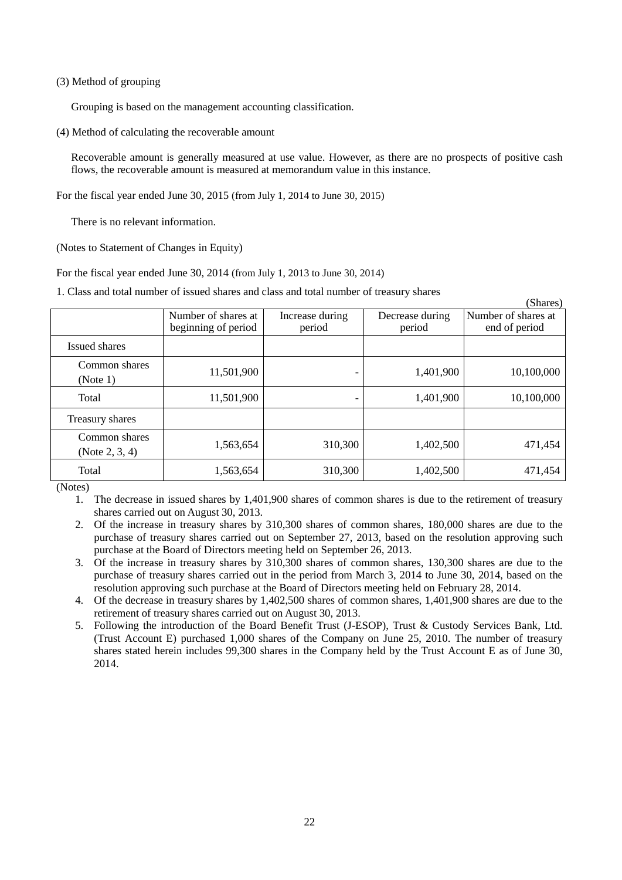(3) Method of grouping

Grouping is based on the management accounting classification.

(4) Method of calculating the recoverable amount

Recoverable amount is generally measured at use value. However, as there are no prospects of positive cash flows, the recoverable amount is measured at memorandum value in this instance.

For the fiscal year ended June 30, 2015 (from July 1, 2014 to June 30, 2015)

There is no relevant information.

(Notes to Statement of Changes in Equity)

For the fiscal year ended June 30, 2014 (from July 1, 2013 to June 30, 2014)

1. Class and total number of issued shares and class and total number of treasury shares

(Shares)

| | Number of shares at beginning of period | Increase during period | Decrease during period | Number of shares at end of period |
|---|---|---|---|---|
| Issued shares | | | | |
| Common shares (Note 1) | 11,501,900 | - | 1,401,900 | 10,100,000 |
| Total | 11,501,900 | - | 1,401,900 | 10,100,000 |
| Treasury shares | | | | |
| Common shares (Note 2, 3, 4) | 1,563,654 | 310,300 | 1,402,500 | 471,454 |
| Total | 1,563,654 | 310,300 | 1,402,500 | 471,454 |

(Notes)

1. The decrease in issued shares by 1,401,900 shares of common shares is due to the retirement of treasury shares carried out on August 30, 2013.
2. Of the increase in treasury shares by 310,300 shares of common shares, 180,000 shares are due to the purchase of treasury shares carried out on September 27, 2013, based on the resolution approving such purchase at the Board of Directors meeting held on September 26, 2013.
3. Of the increase in treasury shares by 310,300 shares of common shares, 130,300 shares are due to the purchase of treasury shares carried out in the period from March 3, 2014 to June 30, 2014, based on the resolution approving such purchase at the Board of Directors meeting held on February 28, 2014.
4. Of the decrease in treasury shares by 1,402,500 shares of common shares, 1,401,900 shares are due to the retirement of treasury shares carried out on August 30, 2013.
5. Following the introduction of the Board Benefit Trust (J-ESOP), Trust & Custody Services Bank, Ltd. (Trust Account E) purchased 1,000 shares of the Company on June 25, 2010. The number of treasury shares stated herein includes 99,300 shares in the Company held by the Trust Account E as of June 30, 2014.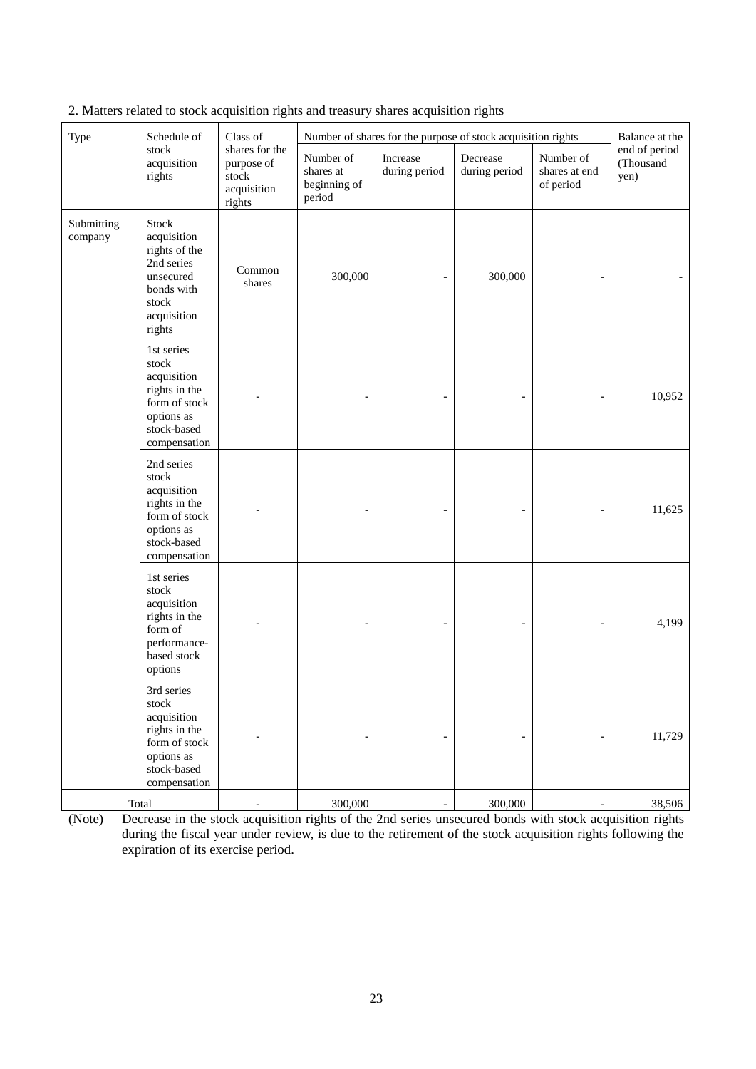2. Matters related to stock acquisition rights and treasury shares acquisition rights

| Type | Schedule of stock acquisition rights | Class of shares for the purpose of stock acquisition rights | Number of shares for the purpose of stock acquisition rights | | | | Balance at the end of period (Thousand yen) |
|---|---|---|---|---|---|---|---|
| | | | Number of shares at beginning of period | Increase during period | Decrease during period | Number of shares at end of period | |
| Submitting company | Stock acquisition rights of the 2nd series unsecured bonds with stock acquisition rights | Common shares | 300,000 | - | 300,000 | - | - |
| | 1st series stock acquisition rights in the form of stock options as stock-based compensation | - | - | - | - | - | 10,952 |
| | 2nd series stock acquisition rights in the form of stock options as stock-based compensation | - | - | - | - | - | 11,625 |
| | 1st series stock acquisition rights in the form of performance-based stock options | - | - | - | - | - | 4,199 |
| | 3rd series stock acquisition rights in the form of stock options as stock-based compensation | - | - | - | - | - | 11,729 |
| Total | | - | 300,000 | - | 300,000 | - | 38,506 |

(Note) Decrease in the stock acquisition rights of the 2nd series unsecured bonds with stock acquisition rights during the fiscal year under review, is due to the retirement of the stock acquisition rights following the expiration of its exercise period.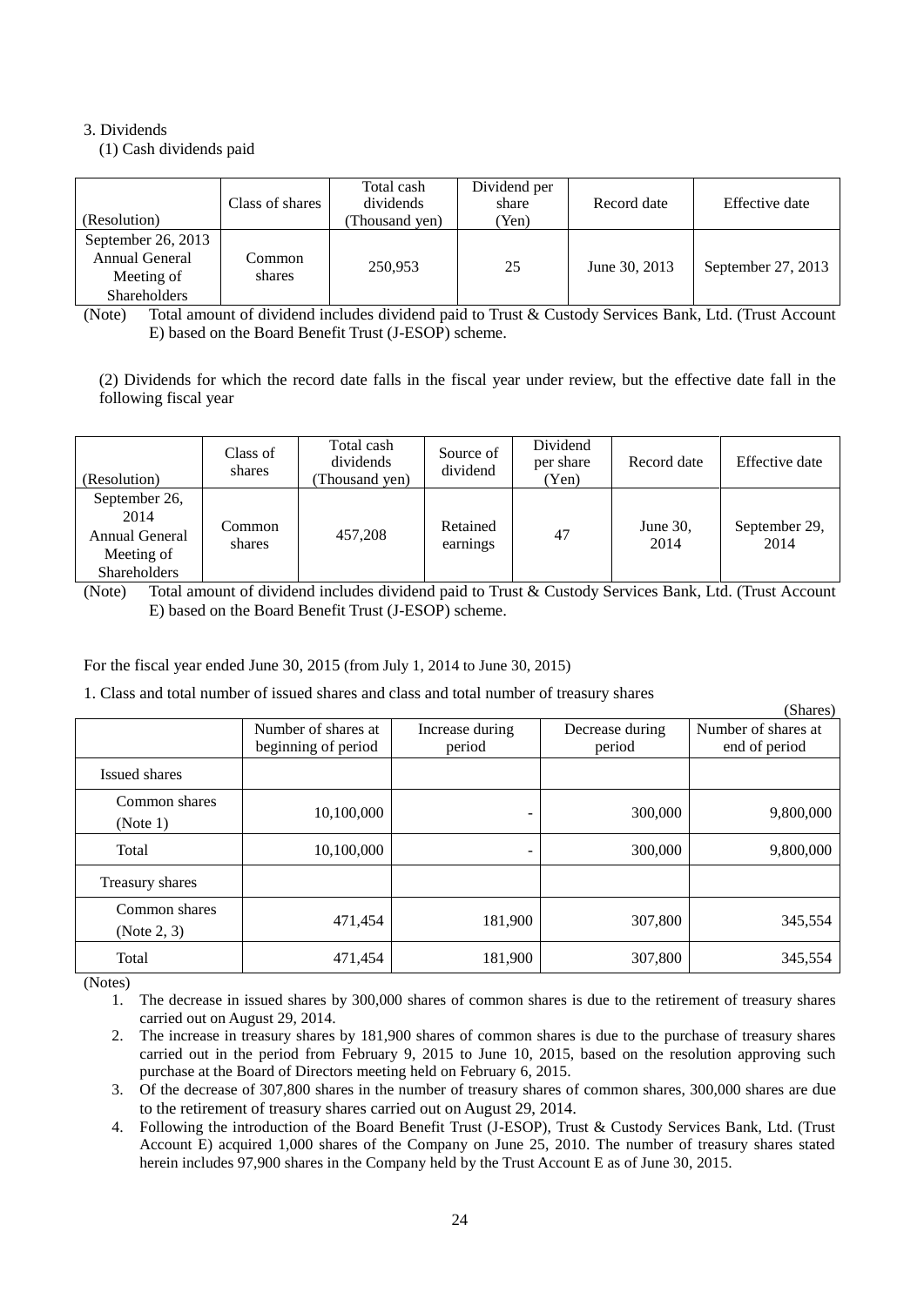3. Dividends

(1) Cash dividends paid

| (Resolution) | Class of shares | Total cash dividends (Thousand yen) | Dividend per share (Yen) | Record date | Effective date |
|---|---|---|---|---|---|
| September 26, 2013 Annual General Meeting of Shareholders | Common shares | 250,953 | 25 | June 30, 2013 | September 27, 2013 |

(Note) Total amount of dividend includes dividend paid to Trust & Custody Services Bank, Ltd. (Trust Account E) based on the Board Benefit Trust (J-ESOP) scheme.

(2) Dividends for which the record date falls in the fiscal year under review, but the effective date fall in the following fiscal year

| (Resolution) | Class of shares | Total cash dividends (Thousand yen) | Source of dividend | Dividend per share (Yen) | Record date | Effective date |
|---|---|---|---|---|---|---|
| September 26, 2014 Annual General Meeting of Shareholders | Common shares | 457,208 | Retained earnings | 47 | June 30, 2014 | September 29, 2014 |

(Note) Total amount of dividend includes dividend paid to Trust & Custody Services Bank, Ltd. (Trust Account E) based on the Board Benefit Trust (J-ESOP) scheme.

For the fiscal year ended June 30, 2015 (from July 1, 2014 to June 30, 2015)

1. Class and total number of issued shares and class and total number of treasury shares

(Shares)

| | Number of shares at beginning of period | Increase during period | Decrease during period | Number of shares at end of period |
|---|---|---|---|---|
| Issued shares | | | | |
| Common shares (Note 1) | 10,100,000 | - | 300,000 | 9,800,000 |
| Total | 10,100,000 | - | 300,000 | 9,800,000 |
| Treasury shares | | | | |
| Common shares (Note 2, 3) | 471,454 | 181,900 | 307,800 | 345,554 |
| Total | 471,454 | 181,900 | 307,800 | 345,554 |

(Notes)

1. The decrease in issued shares by 300,000 shares of common shares is due to the retirement of treasury shares carried out on August 29, 2014.
2. The increase in treasury shares by 181,900 shares of common shares is due to the purchase of treasury shares carried out in the period from February 9, 2015 to June 10, 2015, based on the resolution approving such purchase at the Board of Directors meeting held on February 6, 2015.
3. Of the decrease of 307,800 shares in the number of treasury shares of common shares, 300,000 shares are due to the retirement of treasury shares carried out on August 29, 2014.
4. Following the introduction of the Board Benefit Trust (J-ESOP), Trust & Custody Services Bank, Ltd. (Trust Account E) acquired 1,000 shares of the Company on June 25, 2010. The number of treasury shares stated herein includes 97,900 shares in the Company held by the Trust Account E as of June 30, 2015.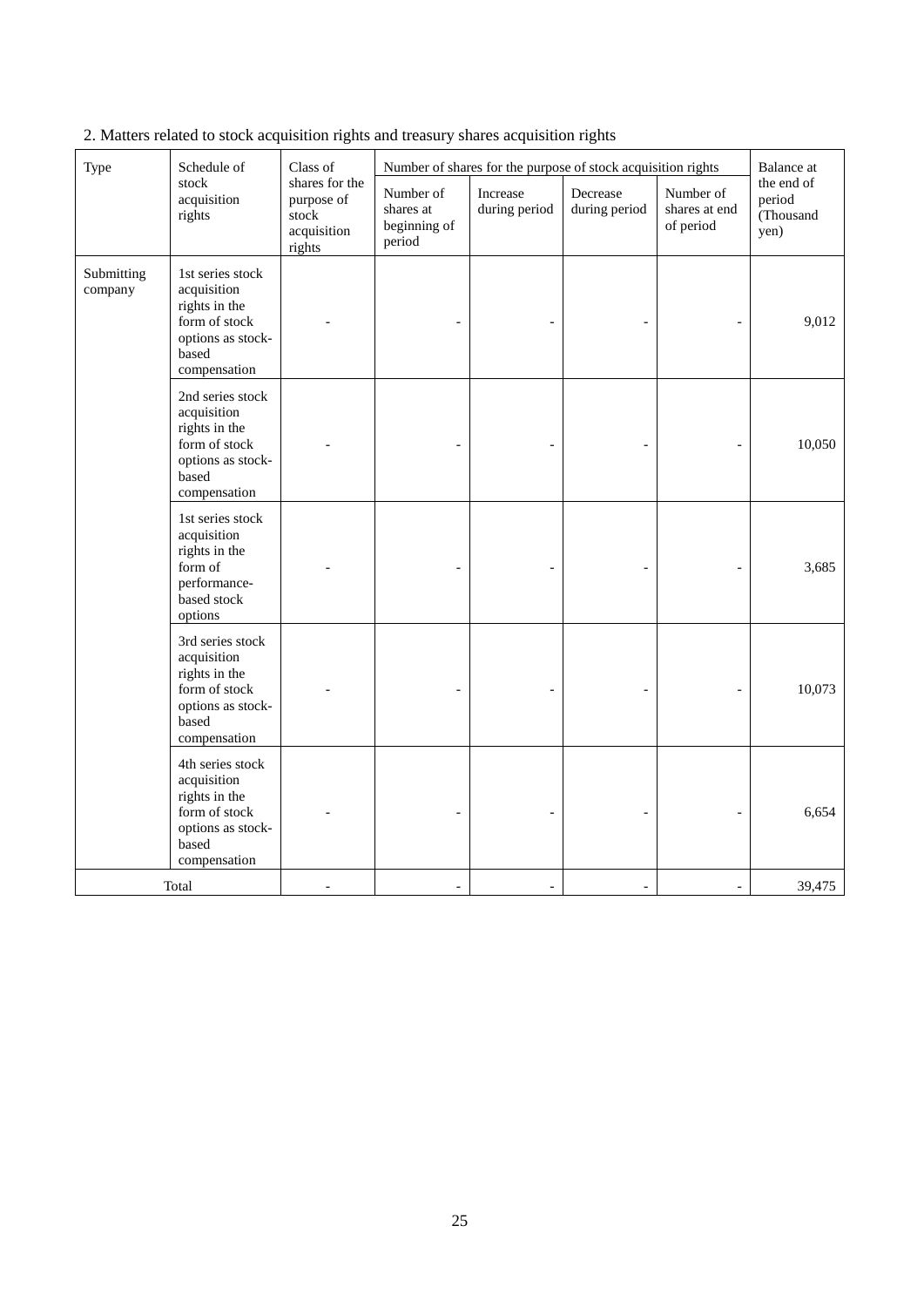2. Matters related to stock acquisition rights and treasury shares acquisition rights

| Type | Schedule of stock acquisition rights | Class of shares for the purpose of stock acquisition rights | Number of shares for the purpose of stock acquisition rights | | | | Balance at the end of period (Thousand yen) |
|---|---|---|---|---|---|---|---|
| | | | Number of shares at beginning of period | Increase during period | Decrease during period | Number of shares at end of period | |
| Submitting company | 1st series stock acquisition rights in the form of stock options as stock-based compensation | - | - | - | - | - | 9,012 |
| | 2nd series stock acquisition rights in the form of stock options as stock-based compensation | - | - | - | - | - | 10,050 |
| | 1st series stock acquisition rights in the form of performance-based stock options | - | - | - | - | - | 3,685 |
| | 3rd series stock acquisition rights in the form of stock options as stock-based compensation | - | - | - | - | - | 10,073 |
| | 4th series stock acquisition rights in the form of stock options as stock-based compensation | - | - | - | - | - | 6,654 |
| Total | | - | - | - | - | - | 39,475 |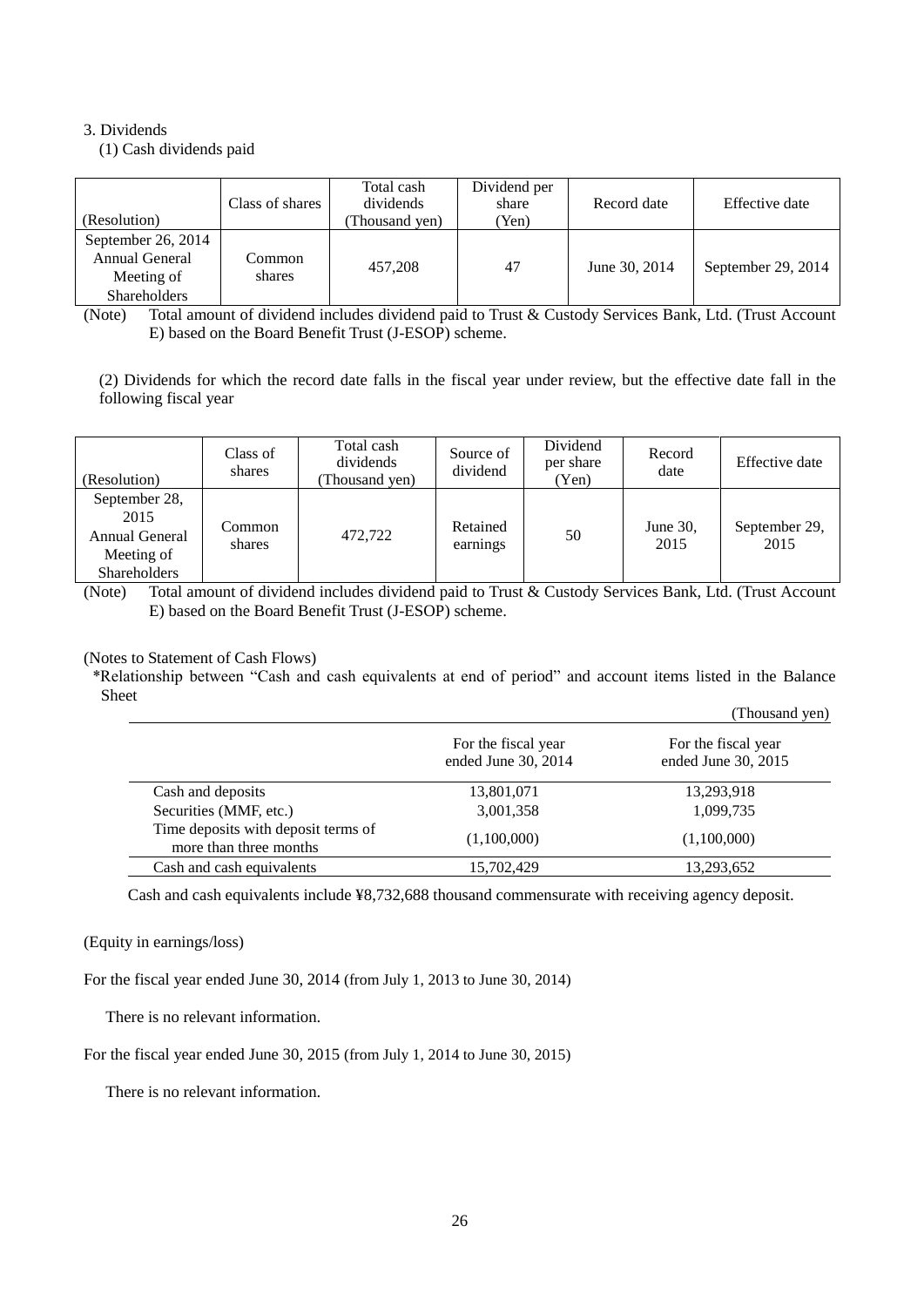3. Dividends

(1) Cash dividends paid

| (Resolution) | Class of shares | Total cash dividends (Thousand yen) | Dividend per share (Yen) | Record date | Effective date |
|---|---|---|---|---|---|
| September 26, 2014 Annual General Meeting of Shareholders | Common shares | 457,208 | 47 | June 30, 2014 | September 29, 2014 |

(Note) Total amount of dividend includes dividend paid to Trust & Custody Services Bank, Ltd. (Trust Account E) based on the Board Benefit Trust (J-ESOP) scheme.

(2) Dividends for which the record date falls in the fiscal year under review, but the effective date fall in the following fiscal year

| (Resolution) | Class of shares | Total cash dividends (Thousand yen) | Source of dividend | Dividend per share (Yen) | Record date | Effective date |
|---|---|---|---|---|---|---|
| September 28, 2015 Annual General Meeting of Shareholders | Common shares | 472,722 | Retained earnings | 50 | June 30, 2015 | September 29, 2015 |

(Note) Total amount of dividend includes dividend paid to Trust & Custody Services Bank, Ltd. (Trust Account E) based on the Board Benefit Trust (J-ESOP) scheme.

(Notes to Statement of Cash Flows)

*Relationship between "Cash and cash equivalents at end of period" and account items listed in the Balance Sheet

(Thousand yen)

| | For the fiscal year ended June 30, 2014 | For the fiscal year ended June 30, 2015 |
|---|---|---|
| Cash and deposits | 13,801,071 | 13,293,918 |
| Securities (MMF, etc.) | 3,001,358 | 1,099,735 |
| Time deposits with deposit terms of more than three months | (1,100,000) | (1,100,000) |
| Cash and cash equivalents | 15,702,429 | 13,293,652 |

Cash and cash equivalents include ¥8,732,688 thousand commensurate with receiving agency deposit.

(Equity in earnings/loss)

For the fiscal year ended June 30, 2014 (from July 1, 2013 to June 30, 2014)

There is no relevant information.

For the fiscal year ended June 30, 2015 (from July 1, 2014 to June 30, 2015)

There is no relevant information.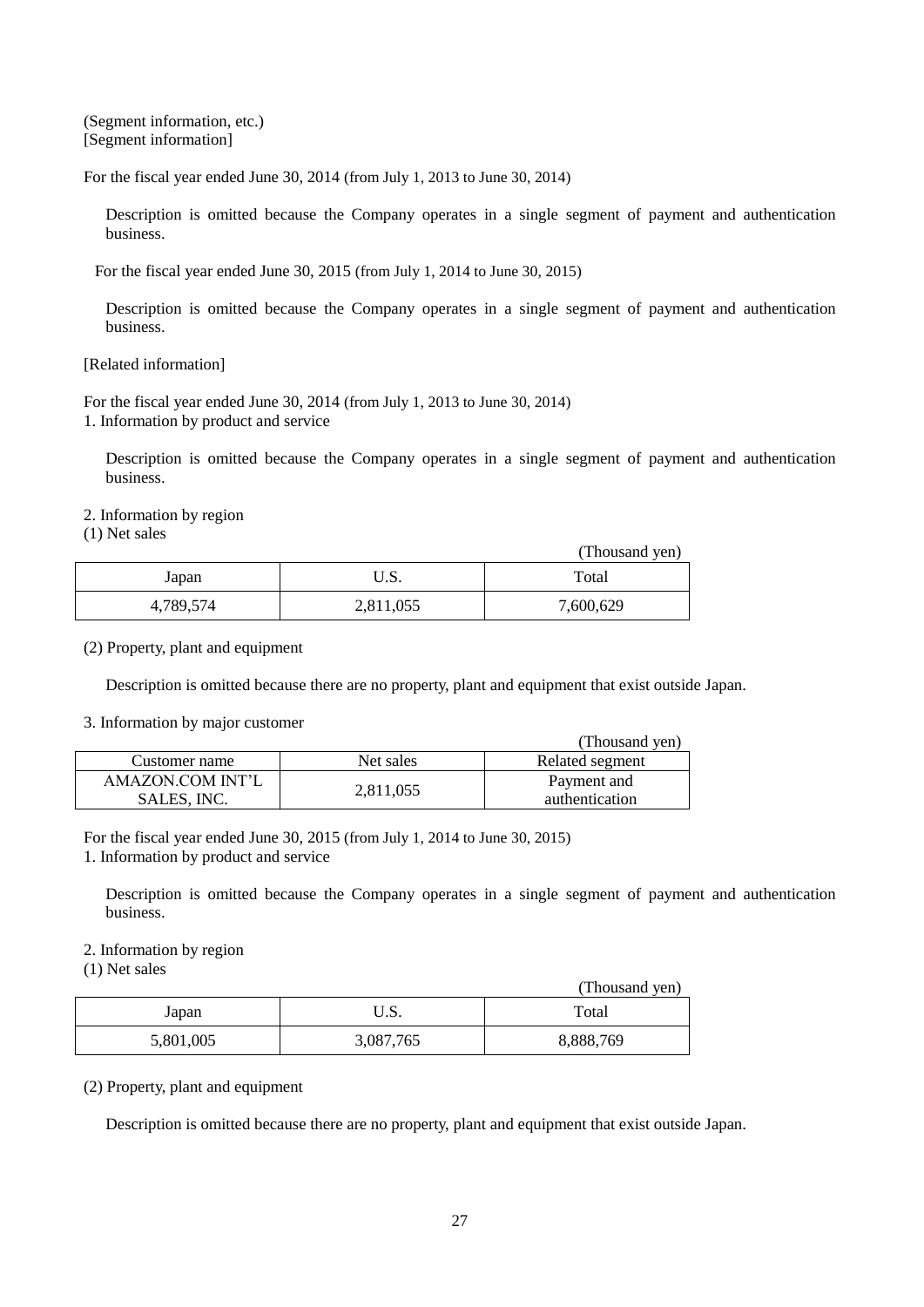(Segment information, etc.)
[Segment information]

For the fiscal year ended June 30, 2014 (from July 1, 2013 to June 30, 2014)

Description is omitted because the Company operates in a single segment of payment and authentication business.

For the fiscal year ended June 30, 2015 (from July 1, 2014 to June 30, 2015)

Description is omitted because the Company operates in a single segment of payment and authentication business.

[Related information]

For the fiscal year ended June 30, 2014 (from July 1, 2013 to June 30, 2014)
1. Information by product and service

Description is omitted because the Company operates in a single segment of payment and authentication business.

2. Information by region
(1) Net sales

(Thousand yen)

| Japan | U.S. | Total |
|---|---|---|
| 4,789,574 | 2,811,055 | 7,600,629 |

(2) Property, plant and equipment

Description is omitted because there are no property, plant and equipment that exist outside Japan.

3. Information by major customer

(Thousand yen)

| Customer name | Net sales | Related segment |
|---|---|---|
| AMAZON.COM INT'L SALES, INC. | 2,811,055 | Payment and authentication |

For the fiscal year ended June 30, 2015 (from July 1, 2014 to June 30, 2015)
1. Information by product and service

Description is omitted because the Company operates in a single segment of payment and authentication business.

2. Information by region
(1) Net sales

(Thousand yen)

| Japan | U.S. | Total |
|---|---|---|
| 5,801,005 | 3,087,765 | 8,888,769 |

(2) Property, plant and equipment

Description is omitted because there are no property, plant and equipment that exist outside Japan.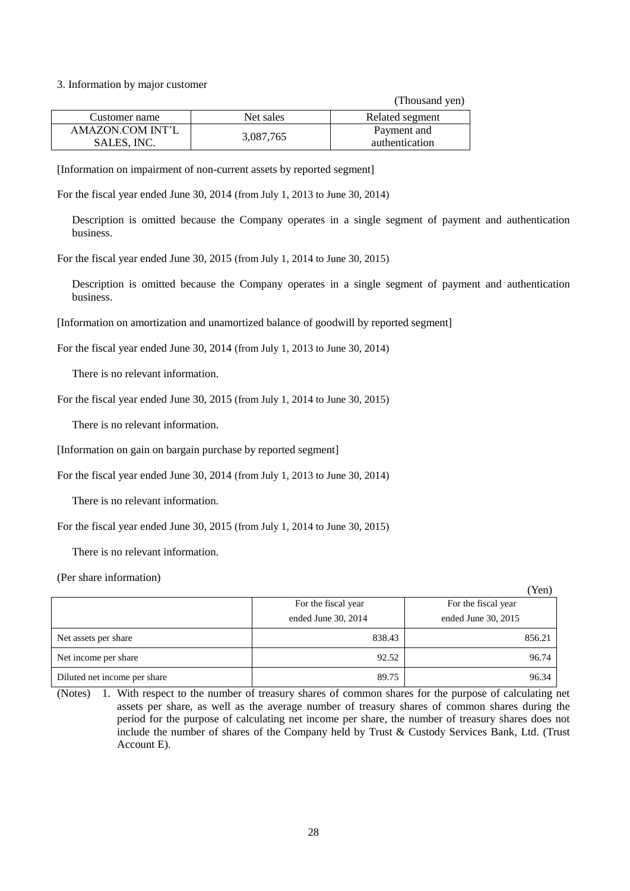3. Information by major customer

(Thousand yen)

| Customer name | Net sales | Related segment |
|---|---|---|
| AMAZON.COM INT'L SALES, INC. | 3,087,765 | Payment and authentication |

[Information on impairment of non-current assets by reported segment]

For the fiscal year ended June 30, 2014 (from July 1, 2013 to June 30, 2014)

Description is omitted because the Company operates in a single segment of payment and authentication business.

For the fiscal year ended June 30, 2015 (from July 1, 2014 to June 30, 2015)

Description is omitted because the Company operates in a single segment of payment and authentication business.

[Information on amortization and unamortized balance of goodwill by reported segment]

For the fiscal year ended June 30, 2014 (from July 1, 2013 to June 30, 2014)

There is no relevant information.

For the fiscal year ended June 30, 2015 (from July 1, 2014 to June 30, 2015)

There is no relevant information.

[Information on gain on bargain purchase by reported segment]

For the fiscal year ended June 30, 2014 (from July 1, 2013 to June 30, 2014)

There is no relevant information.

For the fiscal year ended June 30, 2015 (from July 1, 2014 to June 30, 2015)

There is no relevant information.

(Per share information)

(Yen)

| | For the fiscal year ended June 30, 2014 | For the fiscal year ended June 30, 2015 |
|---|---|---|
| Net assets per share | 838.43 | 856.21 |
| Net income per share | 92.52 | 96.74 |
| Diluted net income per share | 89.75 | 96.34 |

(Notes) 1. With respect to the number of treasury shares of common shares for the purpose of calculating net assets per share, as well as the average number of treasury shares of common shares during the period for the purpose of calculating net income per share, the number of treasury shares does not include the number of shares of the Company held by Trust & Custody Services Bank, Ltd. (Trust Account E).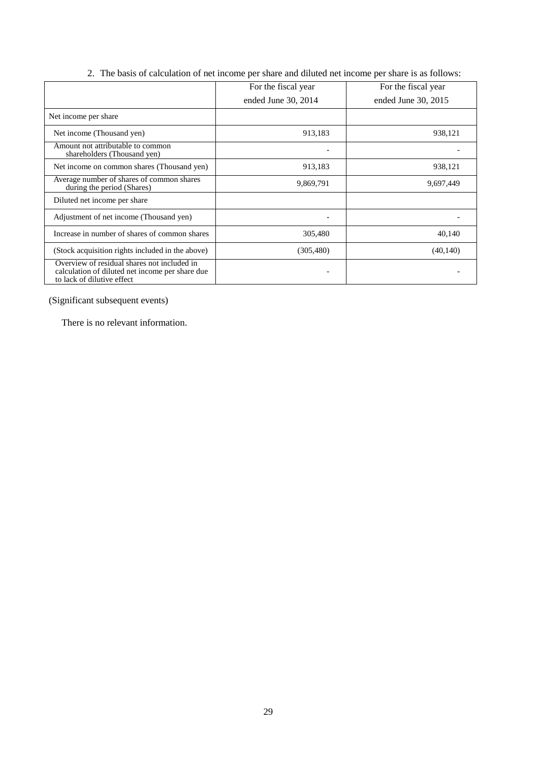2. The basis of calculation of net income per share and diluted net income per share is as follows:

| | For the fiscal year ended June 30, 2014 | For the fiscal year ended June 30, 2015 |
|---|---|---|
| Net income per share | | |
| Net income (Thousand yen) | 913,183 | 938,121 |
| Amount not attributable to common shareholders (Thousand yen) | - | - |
| Net income on common shares (Thousand yen) | 913,183 | 938,121 |
| Average number of shares of common shares during the period (Shares) | 9,869,791 | 9,697,449 |
| Diluted net income per share | | |
| Adjustment of net income (Thousand yen) | - | - |
| Increase in number of shares of common shares | 305,480 | 40,140 |
| (Stock acquisition rights included in the above) | (305,480) | (40,140) |
| Overview of residual shares not included in calculation of diluted net income per share due to lack of dilutive effect | - | - |

(Significant subsequent events)

There is no relevant information.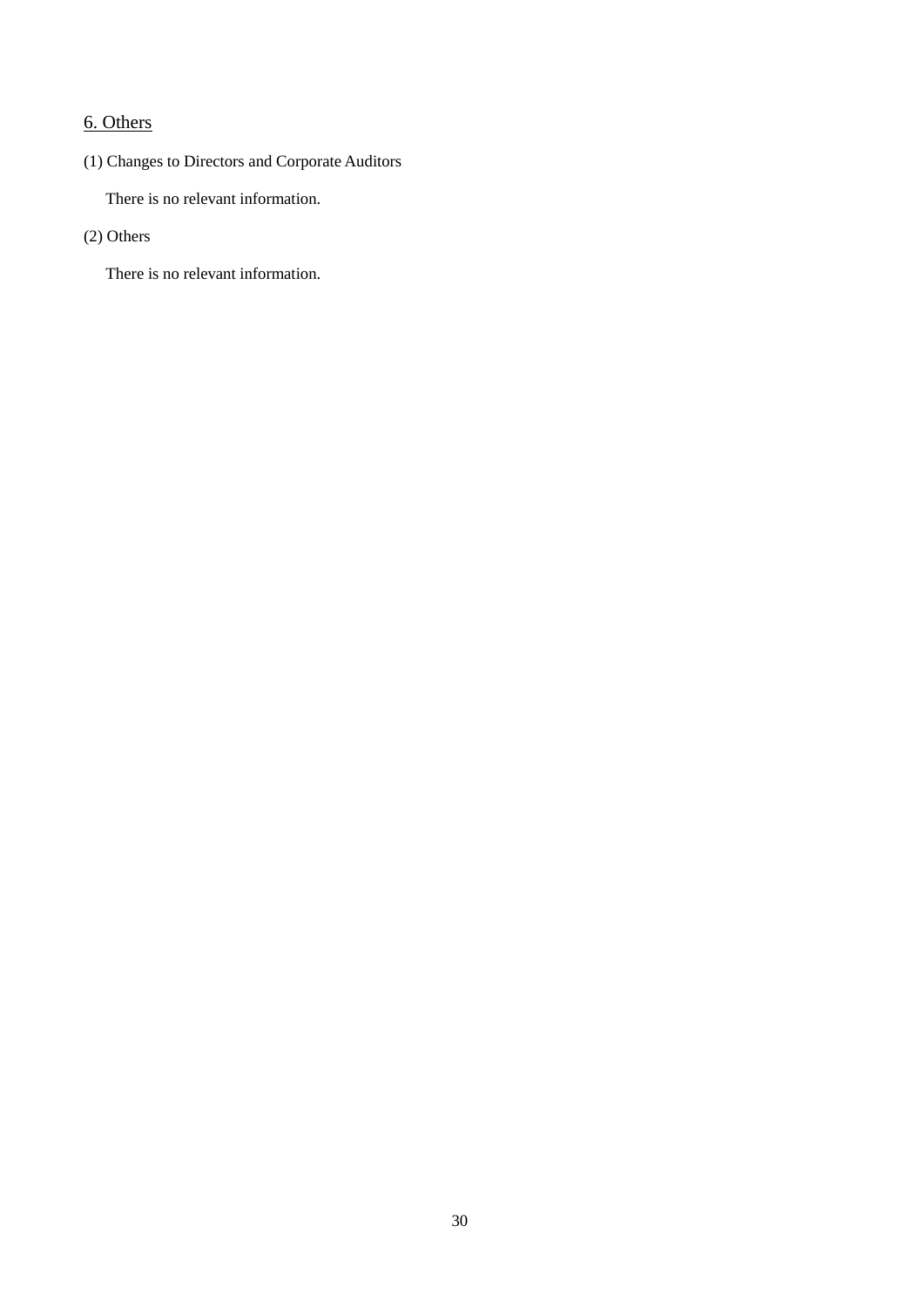## 6. Others

(1) Changes to Directors and Corporate Auditors

There is no relevant information.

(2) Others

There is no relevant information.